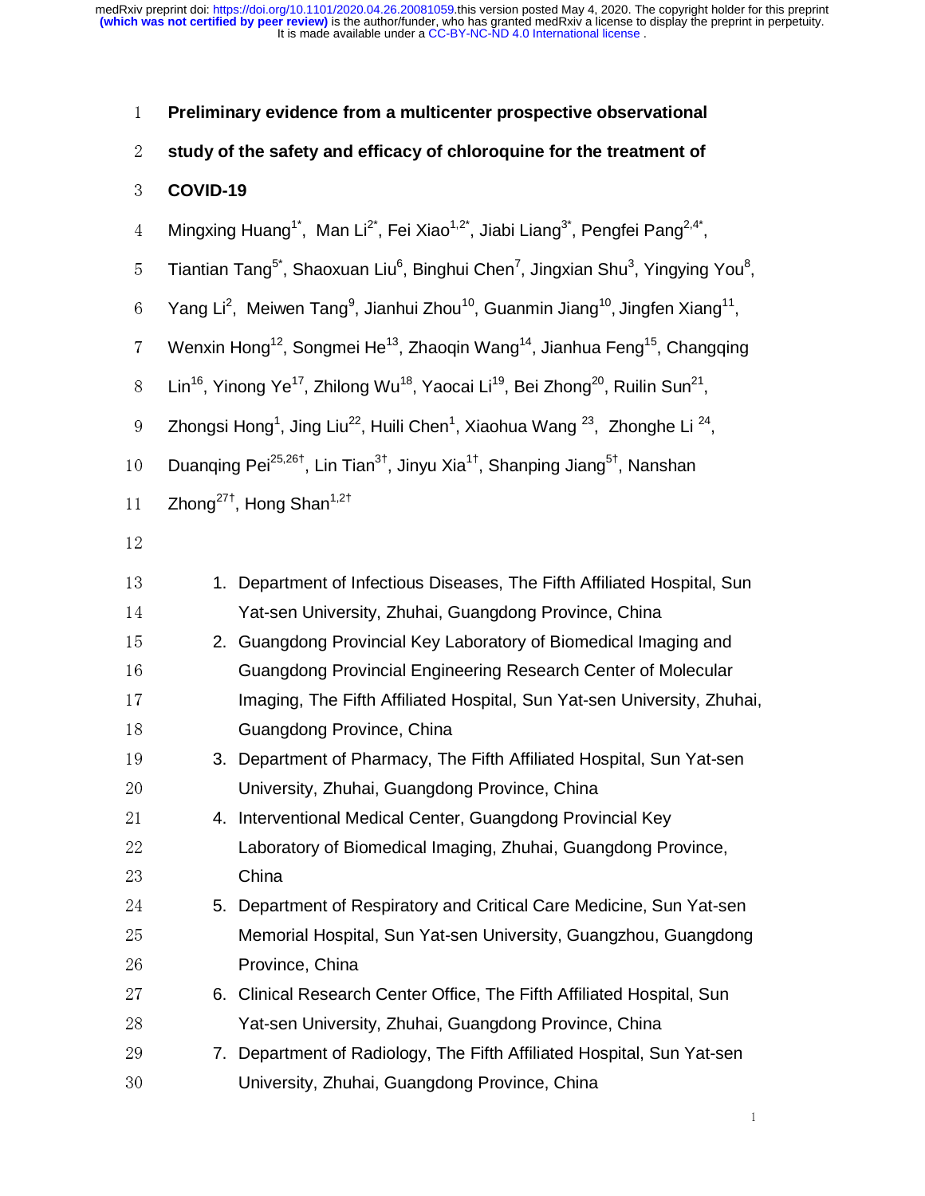# Preliminary evidence from a multicenter prospective observational study of the safety and efficacy of chloroquine for the treatment of COVID-19

Mingxing Huang[1*], Man Li[2*], Fei Xiao[1,2*], Jiabi Liang[3*], Pengfei Pang[2,4*], Tiantian Tang[5*], Shaoxuan Liu[6], Binghui Chen[7], Jingxian Shu[3], Yingying You[8], Yang Li[2], Meiwen Tang[9], Jianhui Zhou[10], Guanmin Jiang[10], Jingfen Xiang[11], Wenxin Hong[12], Songmei He[13], Zhaoqin Wang[14], Jianhua Feng[15], Changqing Lin[16], Yinong Ye[17], Zhilong Wu[18], Yaocai Li[19], Bei Zhong[20], Ruilin Sun[21], Zhongsi Hong[1], Jing Liu[22], Huili Chen[1], Xiaohua Wang[23], Zhonghe Li[24], Duanqing Pei[25,26†], Lin Tian[3†], Jinyu Xia[1†], Shanping Jiang[5†], Nanshan Zhong[27†], Hong Shan[1,2†]

1. Department of Infectious Diseases, The Fifth Affiliated Hospital, Sun Yat-sen University, Zhuhai, Guangdong Province, China
2. Guangdong Provincial Key Laboratory of Biomedical Imaging and Guangdong Provincial Engineering Research Center of Molecular Imaging, The Fifth Affiliated Hospital, Sun Yat-sen University, Zhuhai, Guangdong Province, China
3. Department of Pharmacy, The Fifth Affiliated Hospital, Sun Yat-sen University, Zhuhai, Guangdong Province, China
4. Interventional Medical Center, Guangdong Provincial Key Laboratory of Biomedical Imaging, Zhuhai, Guangdong Province, China
5. Department of Respiratory and Critical Care Medicine, Sun Yat-sen Memorial Hospital, Sun Yat-sen University, Guangzhou, Guangdong Province, China
6. Clinical Research Center Office, The Fifth Affiliated Hospital, Sun Yat-sen University, Zhuhai, Guangdong Province, China
7. Department of Radiology, The Fifth Affiliated Hospital, Sun Yat-sen University, Zhuhai, Guangdong Province, China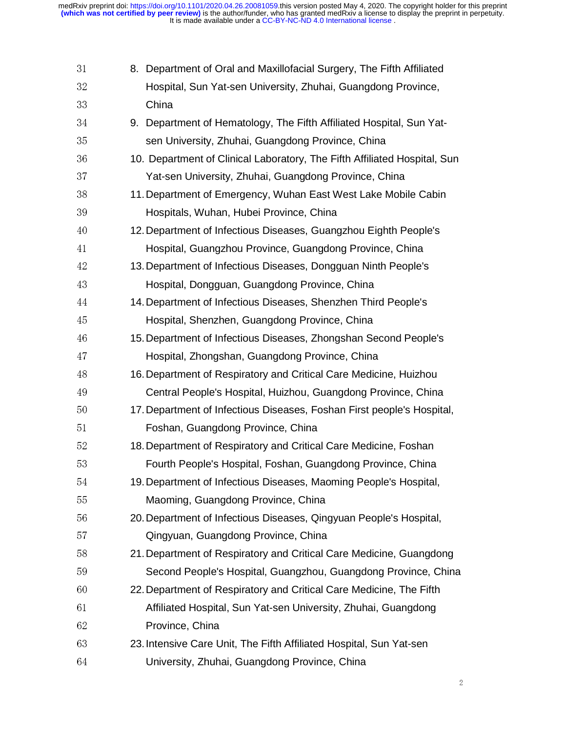8. Department of Oral and Maxillofacial Surgery, The Fifth Affiliated Hospital, Sun Yat-sen University, Zhuhai, Guangdong Province, China
9. Department of Hematology, The Fifth Affiliated Hospital, Sun Yat-sen University, Zhuhai, Guangdong Province, China
10. Department of Clinical Laboratory, The Fifth Affiliated Hospital, Sun Yat-sen University, Zhuhai, Guangdong Province, China
11. Department of Emergency, Wuhan East West Lake Mobile Cabin Hospitals, Wuhan, Hubei Province, China
12. Department of Infectious Diseases, Guangzhou Eighth People's Hospital, Guangzhou Province, Guangdong Province, China
13. Department of Infectious Diseases, Dongguan Ninth People's Hospital, Dongguan, Guangdong Province, China
14. Department of Infectious Diseases, Shenzhen Third People's Hospital, Shenzhen, Guangdong Province, China
15. Department of Infectious Diseases, Zhongshan Second People's Hospital, Zhongshan, Guangdong Province, China
16. Department of Respiratory and Critical Care Medicine, Huizhou Central People's Hospital, Huizhou, Guangdong Province, China
17. Department of Infectious Diseases, Foshan First people's Hospital, Foshan, Guangdong Province, China
18. Department of Respiratory and Critical Care Medicine, Foshan Fourth People's Hospital, Foshan, Guangdong Province, China
19. Department of Infectious Diseases, Maoming People's Hospital, Maoming, Guangdong Province, China
20. Department of Infectious Diseases, Qingyuan People's Hospital, Qingyuan, Guangdong Province, China
21. Department of Respiratory and Critical Care Medicine, Guangdong Second People's Hospital, Guangzhou, Guangdong Province, China
22. Department of Respiratory and Critical Care Medicine, The Fifth Affiliated Hospital, Sun Yat-sen University, Zhuhai, Guangdong Province, China
23. Intensive Care Unit, The Fifth Affiliated Hospital, Sun Yat-sen University, Zhuhai, Guangdong Province, China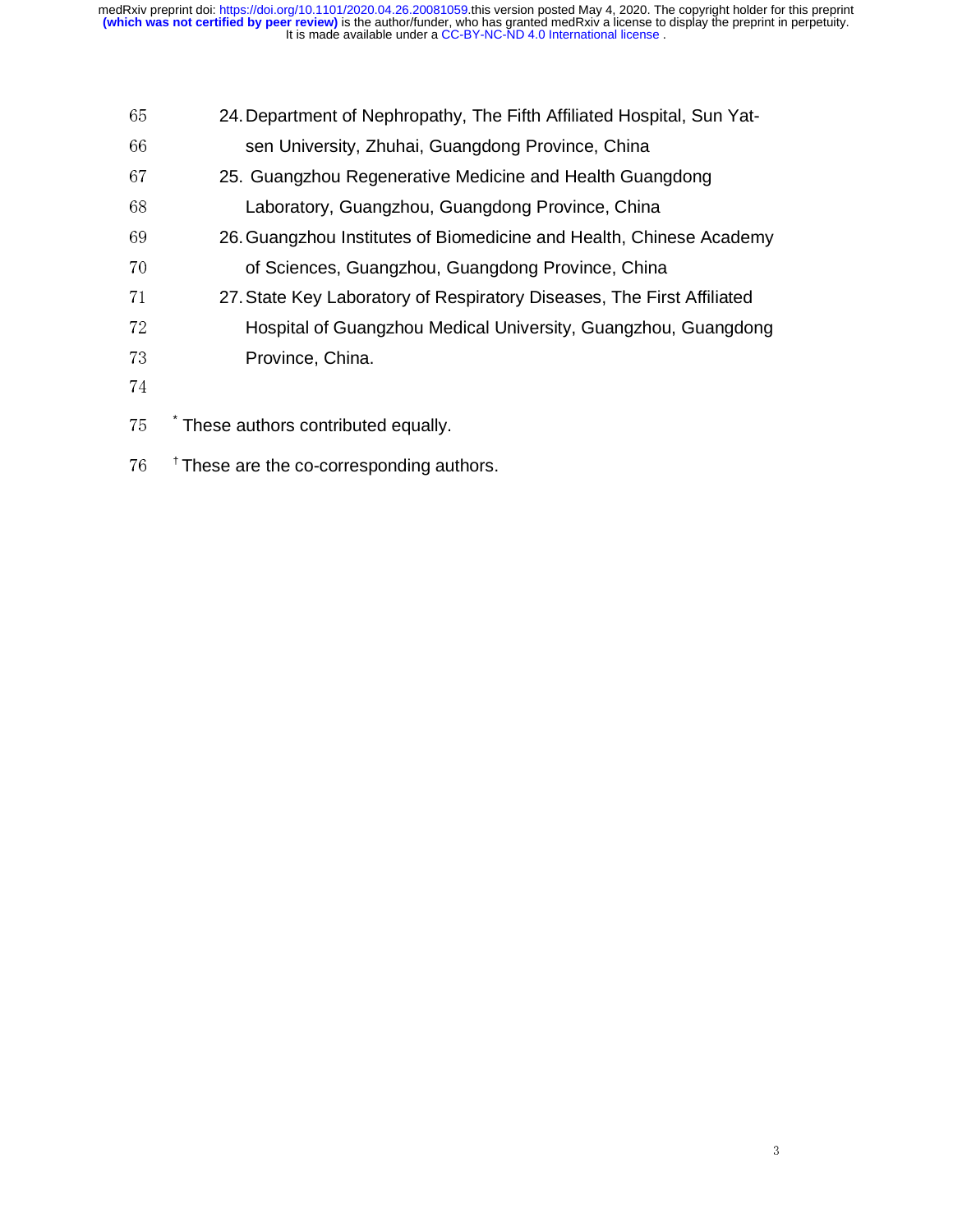24. Department of Nephropathy, The Fifth Affiliated Hospital, Sun Yat-sen University, Zhuhai, Guangdong Province, China
25. Guangzhou Regenerative Medicine and Health Guangdong Laboratory, Guangzhou, Guangdong Province, China
26. Guangzhou Institutes of Biomedicine and Health, Chinese Academy of Sciences, Guangzhou, Guangdong Province, China
27. State Key Laboratory of Respiratory Diseases, The First Affiliated Hospital of Guangzhou Medical University, Guangzhou, Guangdong Province, China.

* These authors contributed equally.

† These are the co-corresponding authors.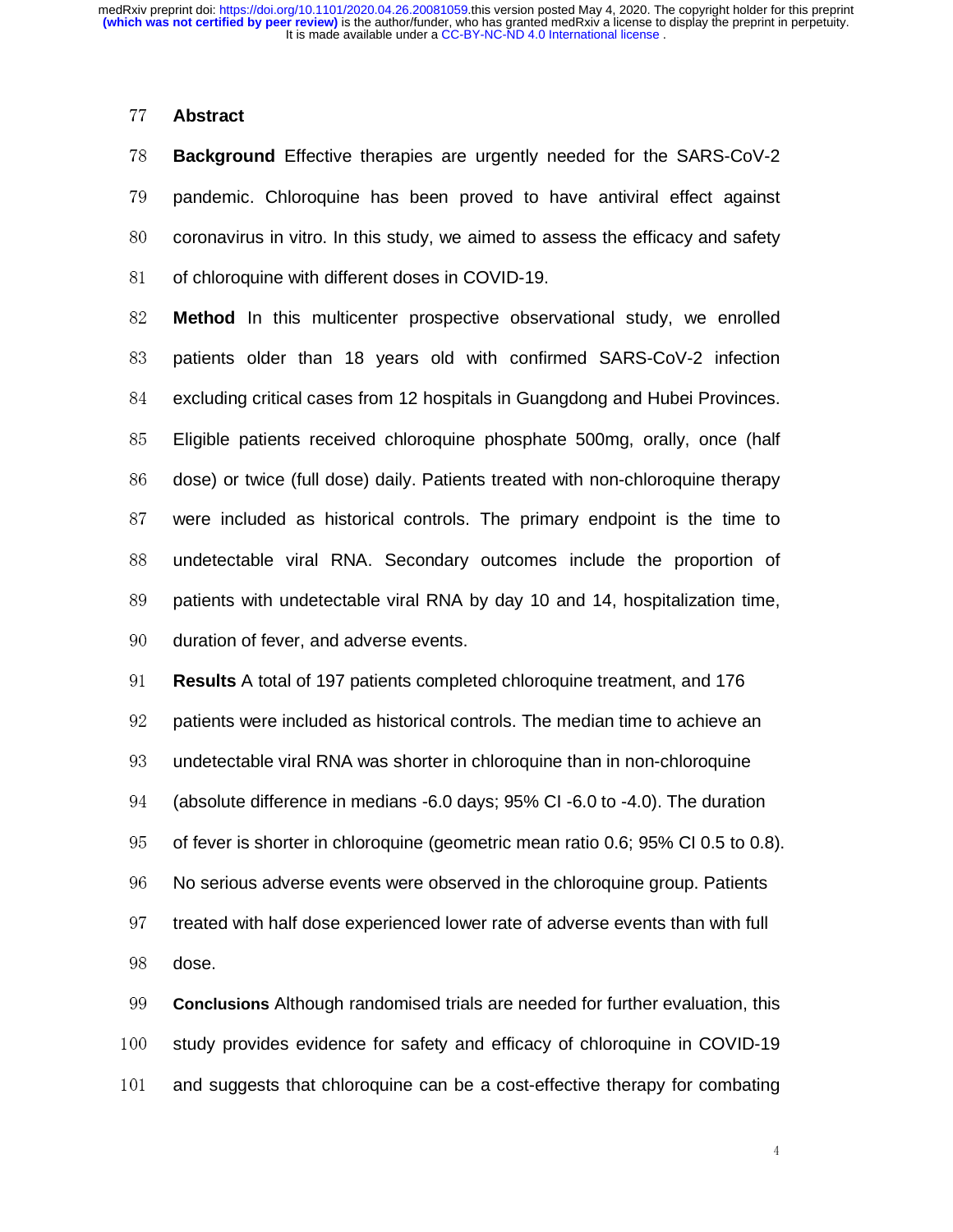## Abstract

**Background** Effective therapies are urgently needed for the SARS-CoV-2 pandemic. Chloroquine has been proved to have antiviral effect against coronavirus in vitro. In this study, we aimed to assess the efficacy and safety of chloroquine with different doses in COVID-19.

**Method** In this multicenter prospective observational study, we enrolled patients older than 18 years old with confirmed SARS-CoV-2 infection excluding critical cases from 12 hospitals in Guangdong and Hubei Provinces. Eligible patients received chloroquine phosphate 500mg, orally, once (half dose) or twice (full dose) daily. Patients treated with non-chloroquine therapy were included as historical controls. The primary endpoint is the time to undetectable viral RNA. Secondary outcomes include the proportion of patients with undetectable viral RNA by day 10 and 14, hospitalization time, duration of fever, and adverse events.

**Results** A total of 197 patients completed chloroquine treatment, and 176 patients were included as historical controls. The median time to achieve an undetectable viral RNA was shorter in chloroquine than in non-chloroquine (absolute difference in medians -6.0 days; 95% CI -6.0 to -4.0). The duration of fever is shorter in chloroquine (geometric mean ratio 0.6; 95% CI 0.5 to 0.8). No serious adverse events were observed in the chloroquine group. Patients treated with half dose experienced lower rate of adverse events than with full dose.

**Conclusions** Although randomised trials are needed for further evaluation, this study provides evidence for safety and efficacy of chloroquine in COVID-19 and suggests that chloroquine can be a cost-effective therapy for combating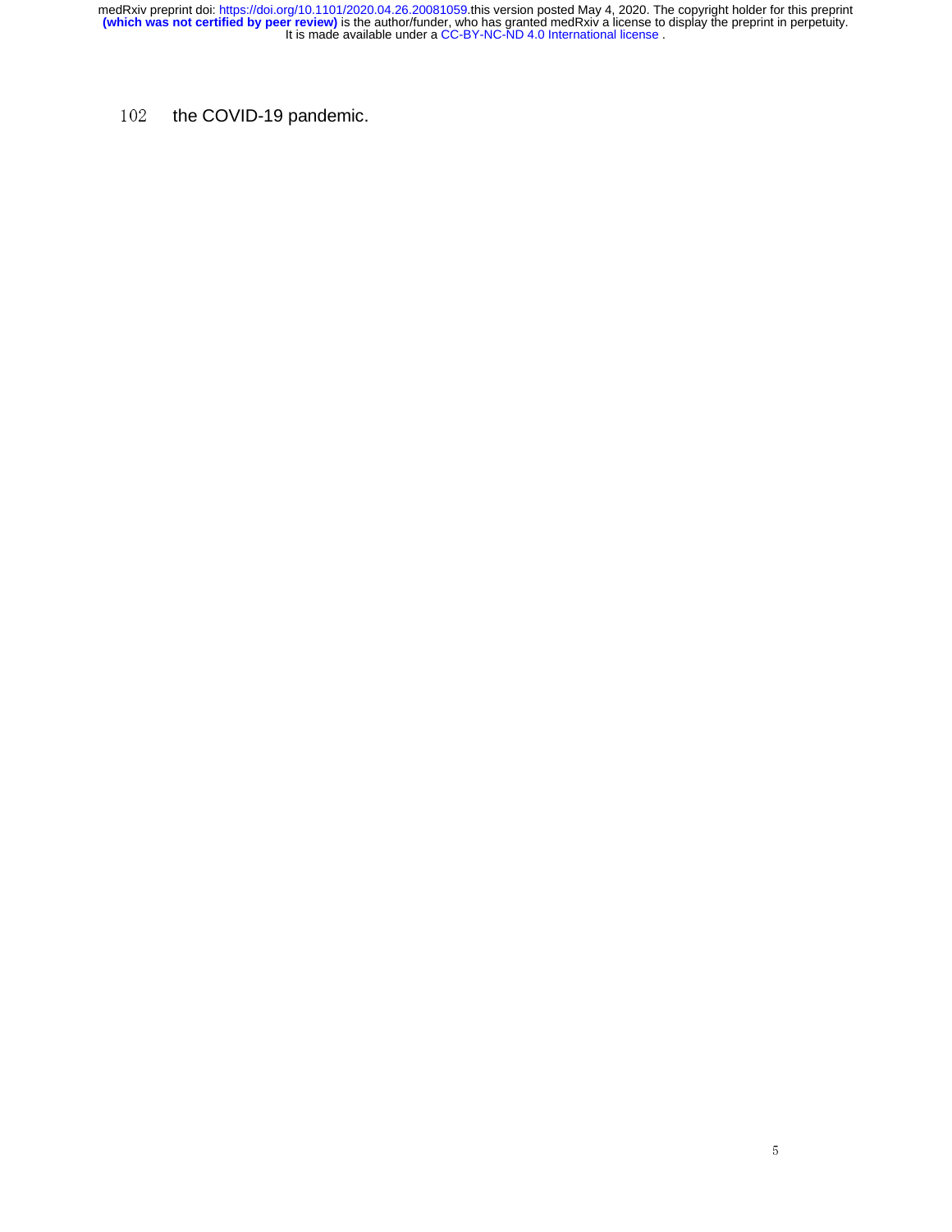the COVID-19 pandemic.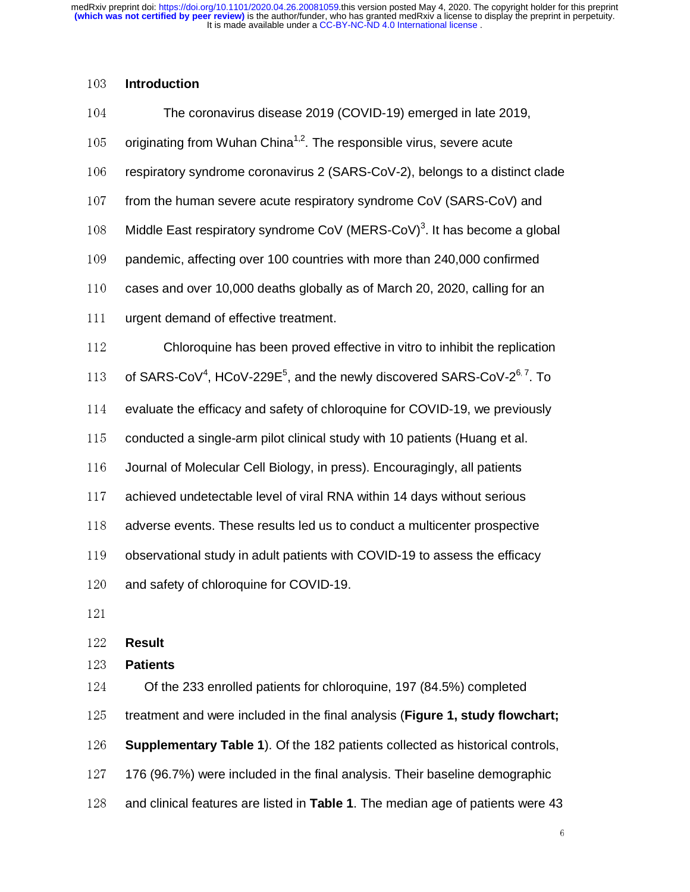## Introduction

The coronavirus disease 2019 (COVID-19) emerged in late 2019, originating from Wuhan China[1,2]. The responsible virus, severe acute respiratory syndrome coronavirus 2 (SARS-CoV-2), belongs to a distinct clade from the human severe acute respiratory syndrome CoV (SARS-CoV) and Middle East respiratory syndrome CoV (MERS-CoV)[3]. It has become a global pandemic, affecting over 100 countries with more than 240,000 confirmed cases and over 10,000 deaths globally as of March 20, 2020, calling for an urgent demand of effective treatment.

Chloroquine has been proved effective in vitro to inhibit the replication of SARS-CoV[4], HCoV-229E[5], and the newly discovered SARS-CoV-2[6,7]. To evaluate the efficacy and safety of chloroquine for COVID-19, we previously conducted a single-arm pilot clinical study with 10 patients (Huang et al. Journal of Molecular Cell Biology, in press). Encouragingly, all patients achieved undetectable level of viral RNA within 14 days without serious adverse events. These results led us to conduct a multicenter prospective observational study in adult patients with COVID-19 to assess the efficacy and safety of chloroquine for COVID-19.

## Result

### Patients

Of the 233 enrolled patients for chloroquine, 197 (84.5%) completed treatment and were included in the final analysis (**Figure 1, study flowchart; Supplementary Table 1**). Of the 182 patients collected as historical controls, 176 (96.7%) were included in the final analysis. Their baseline demographic and clinical features are listed in **Table 1**. The median age of patients were 43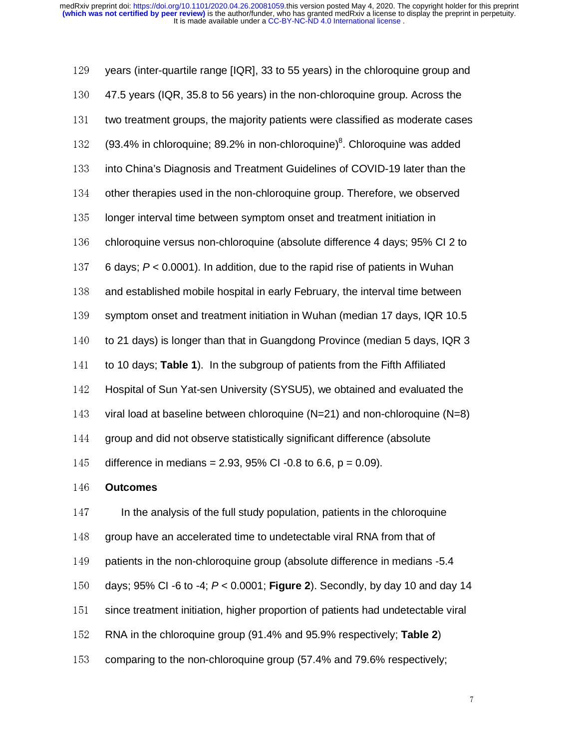years (inter-quartile range [IQR], 33 to 55 years) in the chloroquine group and 47.5 years (IQR, 35.8 to 56 years) in the non-chloroquine group. Across the two treatment groups, the majority patients were classified as moderate cases (93.4% in chloroquine; 89.2% in non-chloroquine)[8]. Chloroquine was added into China's Diagnosis and Treatment Guidelines of COVID-19 later than the other therapies used in the non-chloroquine group. Therefore, we observed longer interval time between symptom onset and treatment initiation in chloroquine versus non-chloroquine (absolute difference 4 days; 95% CI 2 to 6 days; $P < 0.0001$). In addition, due to the rapid rise of patients in Wuhan and established mobile hospital in early February, the interval time between symptom onset and treatment initiation in Wuhan (median 17 days, IQR 10.5 to 21 days) is longer than that in Guangdong Province (median 5 days, IQR 3 to 10 days; **Table 1**). In the subgroup of patients from the Fifth Affiliated Hospital of Sun Yat-sen University (SYSU5), we obtained and evaluated the viral load at baseline between chloroquine (N=21) and non-chloroquine (N=8) group and did not observe statistically significant difference (absolute difference in medians = 2.93, 95% CI -0.8 to 6.6, p = 0.09).

**Outcomes**

In the analysis of the full study population, patients in the chloroquine group have an accelerated time to undetectable viral RNA from that of patients in the non-chloroquine group (absolute difference in medians -5.4 days; 95% CI -6 to -4; $P < 0.0001$; **Figure 2**). Secondly, by day 10 and day 14 since treatment initiation, higher proportion of patients had undetectable viral RNA in the chloroquine group (91.4% and 95.9% respectively; **Table 2**) comparing to the non-chloroquine group (57.4% and 79.6% respectively;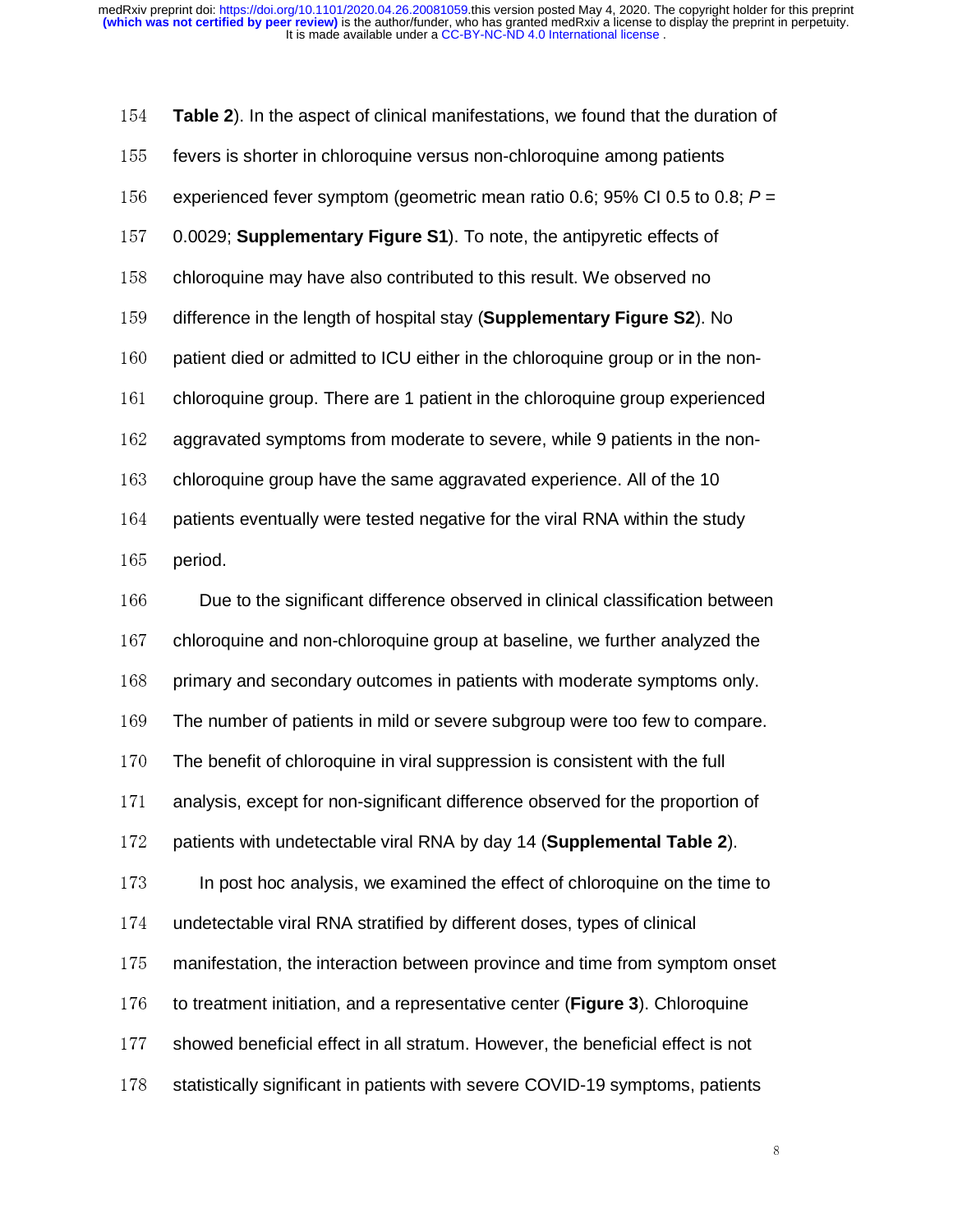**Table 2**). In the aspect of clinical manifestations, we found that the duration of fevers is shorter in chloroquine versus non-chloroquine among patients experienced fever symptom (geometric mean ratio 0.6; 95% CI 0.5 to 0.8; *P* = 0.0029; **Supplementary Figure S1**). To note, the antipyretic effects of chloroquine may have also contributed to this result. We observed no difference in the length of hospital stay (**Supplementary Figure S2**). No patient died or admitted to ICU either in the chloroquine group or in the non-chloroquine group. There are 1 patient in the chloroquine group experienced aggravated symptoms from moderate to severe, while 9 patients in the non-chloroquine group have the same aggravated experience. All of the 10 patients eventually were tested negative for the viral RNA within the study period.

Due to the significant difference observed in clinical classification between chloroquine and non-chloroquine group at baseline, we further analyzed the primary and secondary outcomes in patients with moderate symptoms only. The number of patients in mild or severe subgroup were too few to compare. The benefit of chloroquine in viral suppression is consistent with the full analysis, except for non-significant difference observed for the proportion of patients with undetectable viral RNA by day 14 (**Supplemental Table 2**).

In post hoc analysis, we examined the effect of chloroquine on the time to undetectable viral RNA stratified by different doses, types of clinical manifestation, the interaction between province and time from symptom onset to treatment initiation, and a representative center (**Figure 3**). Chloroquine showed beneficial effect in all stratum. However, the beneficial effect is not statistically significant in patients with severe COVID-19 symptoms, patients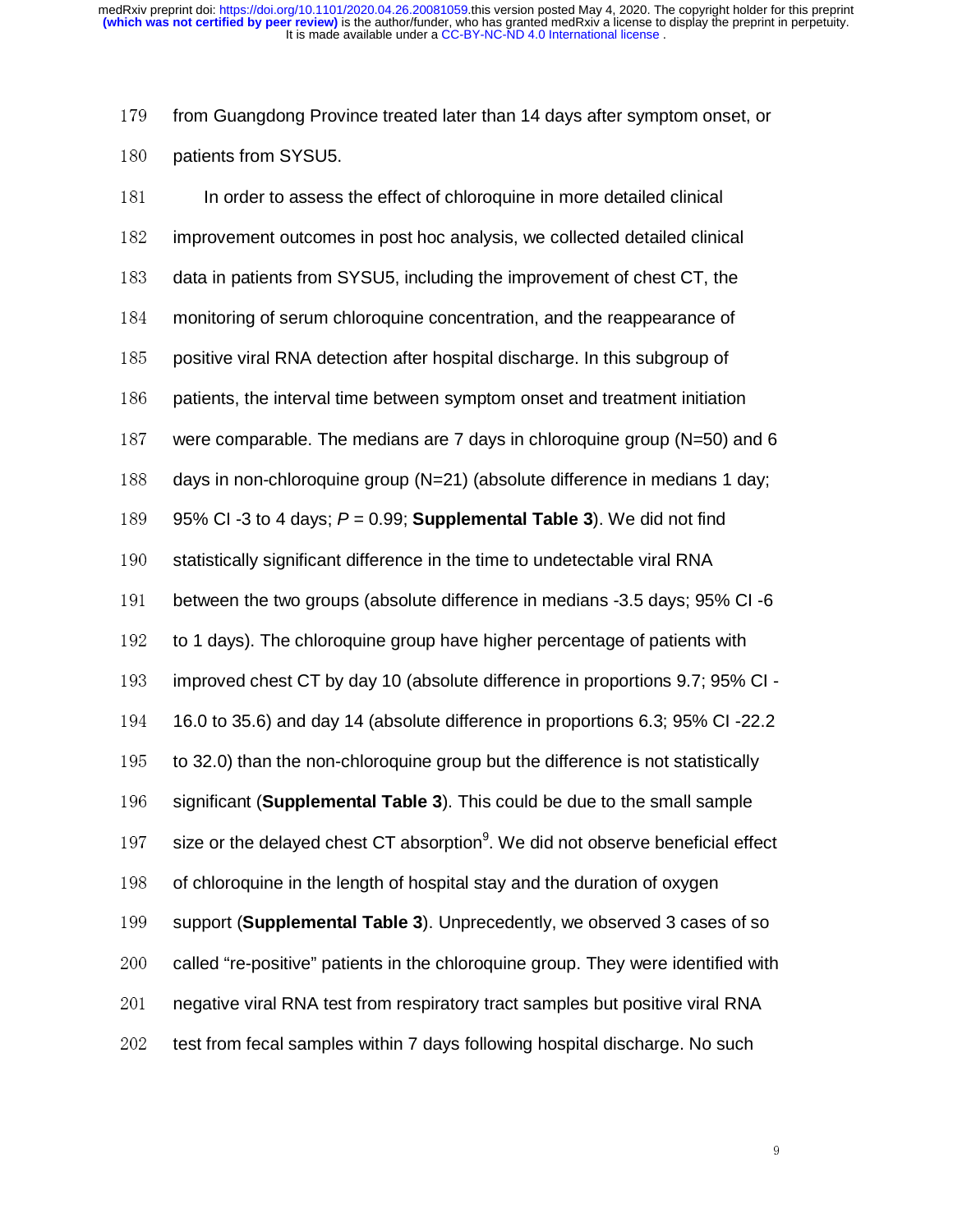from Guangdong Province treated later than 14 days after symptom onset, or patients from SYSU5.

In order to assess the effect of chloroquine in more detailed clinical improvement outcomes in post hoc analysis, we collected detailed clinical data in patients from SYSU5, including the improvement of chest CT, the monitoring of serum chloroquine concentration, and the reappearance of positive viral RNA detection after hospital discharge. In this subgroup of patients, the interval time between symptom onset and treatment initiation were comparable. The medians are 7 days in chloroquine group (N=50) and 6 days in non-chloroquine group (N=21) (absolute difference in medians 1 day; 95% CI -3 to 4 days; $P$ = 0.99; **Supplemental Table 3**). We did not find statistically significant difference in the time to undetectable viral RNA between the two groups (absolute difference in medians -3.5 days; 95% CI -6 to 1 days). The chloroquine group have higher percentage of patients with improved chest CT by day 10 (absolute difference in proportions 9.7; 95% CI -16.0 to 35.6) and day 14 (absolute difference in proportions 6.3; 95% CI -22.2 to 32.0) than the non-chloroquine group but the difference is not statistically significant (**Supplemental Table 3**). This could be due to the small sample size or the delayed chest CT absorption[9]. We did not observe beneficial effect of chloroquine in the length of hospital stay and the duration of oxygen support (**Supplemental Table 3**). Unprecedently, we observed 3 cases of so called "re-positive" patients in the chloroquine group. They were identified with negative viral RNA test from respiratory tract samples but positive viral RNA test from fecal samples within 7 days following hospital discharge. No such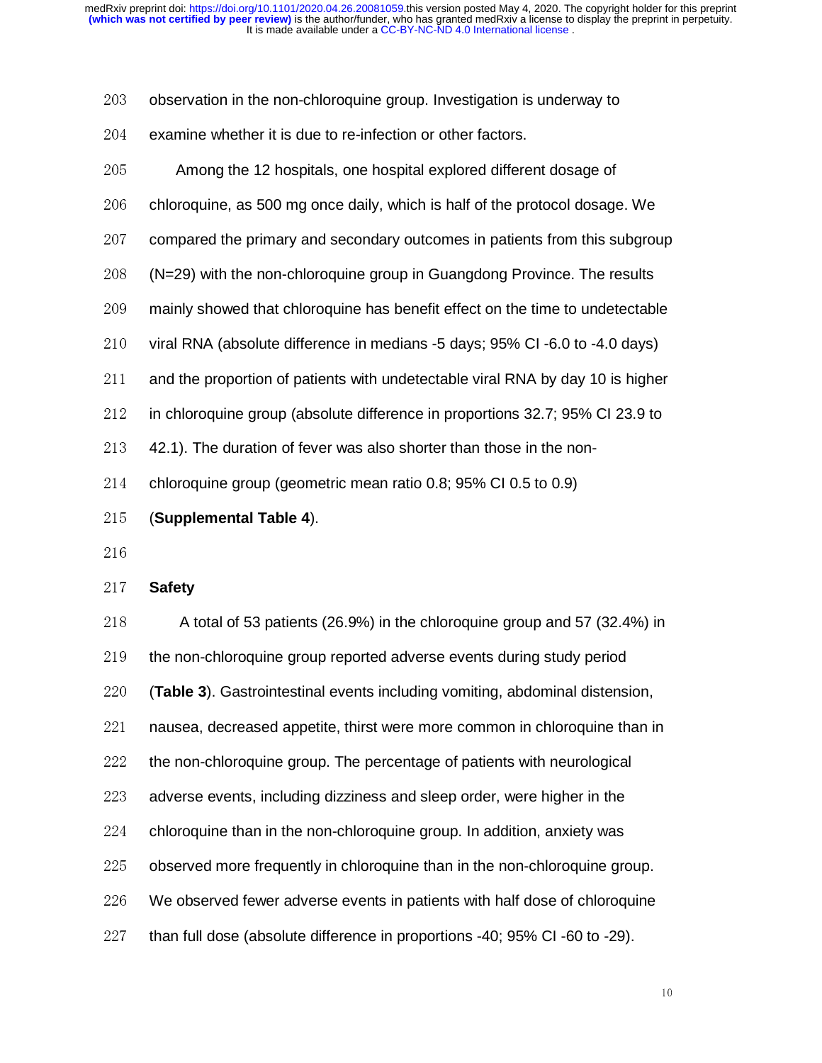observation in the non-chloroquine group. Investigation is underway to examine whether it is due to re-infection or other factors.

Among the 12 hospitals, one hospital explored different dosage of chloroquine, as 500 mg once daily, which is half of the protocol dosage. We compared the primary and secondary outcomes in patients from this subgroup (N=29) with the non-chloroquine group in Guangdong Province. The results mainly showed that chloroquine has benefit effect on the time to undetectable viral RNA (absolute difference in medians -5 days; 95% CI -6.0 to -4.0 days) and the proportion of patients with undetectable viral RNA by day 10 is higher in chloroquine group (absolute difference in proportions 32.7; 95% CI 23.9 to 42.1). The duration of fever was also shorter than those in the non-chloroquine group (geometric mean ratio 0.8; 95% CI 0.5 to 0.9) (**Supplemental Table 4**).

**Safety**

A total of 53 patients (26.9%) in the chloroquine group and 57 (32.4%) in the non-chloroquine group reported adverse events during study period (**Table 3**). Gastrointestinal events including vomiting, abdominal distension, nausea, decreased appetite, thirst were more common in chloroquine than in the non-chloroquine group. The percentage of patients with neurological adverse events, including dizziness and sleep order, were higher in the chloroquine than in the non-chloroquine group. In addition, anxiety was observed more frequently in chloroquine than in the non-chloroquine group. We observed fewer adverse events in patients with half dose of chloroquine than full dose (absolute difference in proportions -40; 95% CI -60 to -29).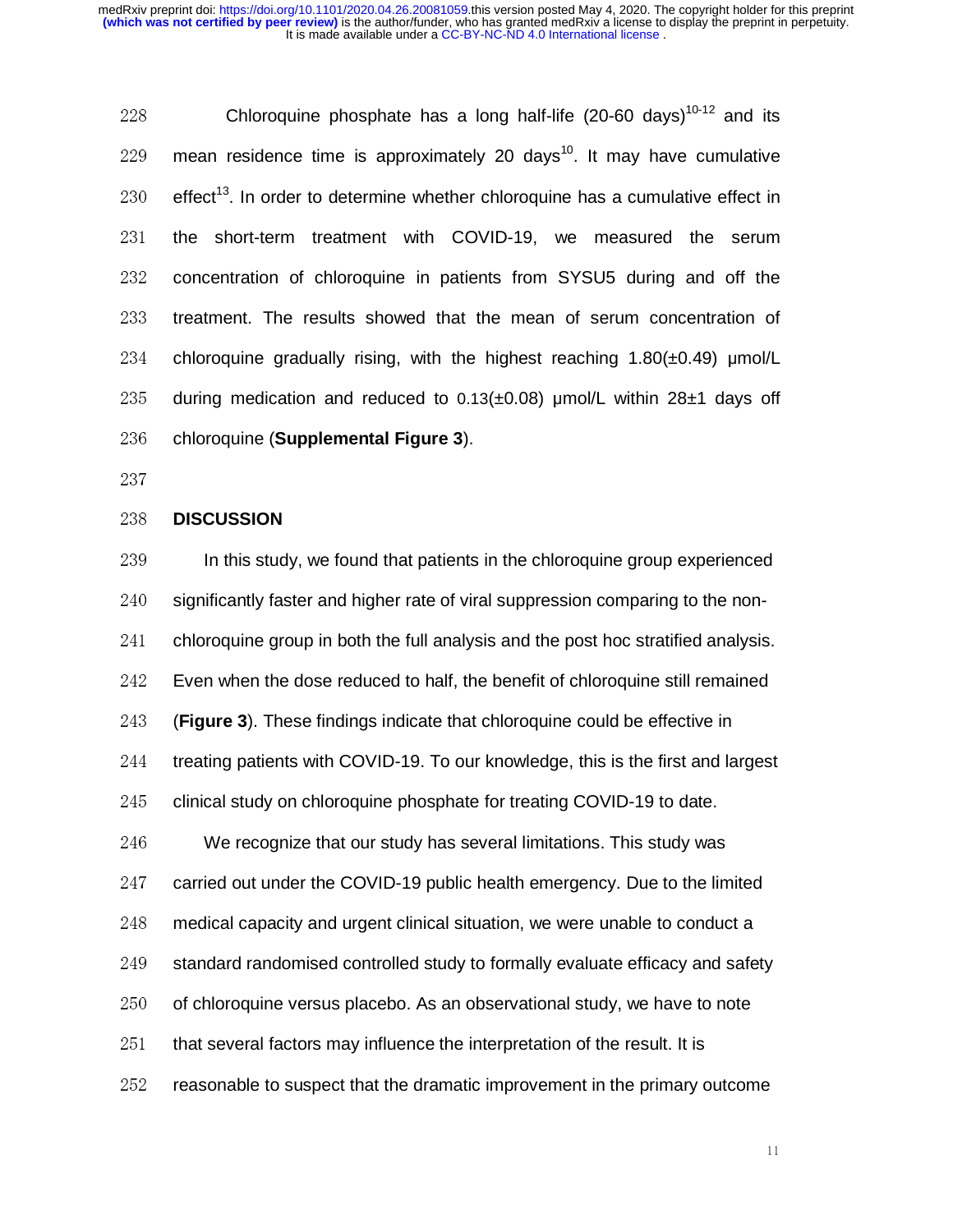Chloroquine phosphate has a long half-life (20-60 days)[10-12] and its mean residence time is approximately 20 days[10]. It may have cumulative effect[13]. In order to determine whether chloroquine has a cumulative effect in the short-term treatment with COVID-19, we measured the serum concentration of chloroquine in patients from SYSU5 during and off the treatment. The results showed that the mean of serum concentration of chloroquine gradually rising, with the highest reaching 1.80(±0.49) μmol/L during medication and reduced to 0.13(±0.08) μmol/L within 28±1 days off chloroquine (**Supplemental Figure 3**).

## DISCUSSION

In this study, we found that patients in the chloroquine group experienced significantly faster and higher rate of viral suppression comparing to the non-chloroquine group in both the full analysis and the post hoc stratified analysis. Even when the dose reduced to half, the benefit of chloroquine still remained (**Figure 3**). These findings indicate that chloroquine could be effective in treating patients with COVID-19. To our knowledge, this is the first and largest clinical study on chloroquine phosphate for treating COVID-19 to date.

We recognize that our study has several limitations. This study was carried out under the COVID-19 public health emergency. Due to the limited medical capacity and urgent clinical situation, we were unable to conduct a standard randomised controlled study to formally evaluate efficacy and safety of chloroquine versus placebo. As an observational study, we have to note that several factors may influence the interpretation of the result. It is reasonable to suspect that the dramatic improvement in the primary outcome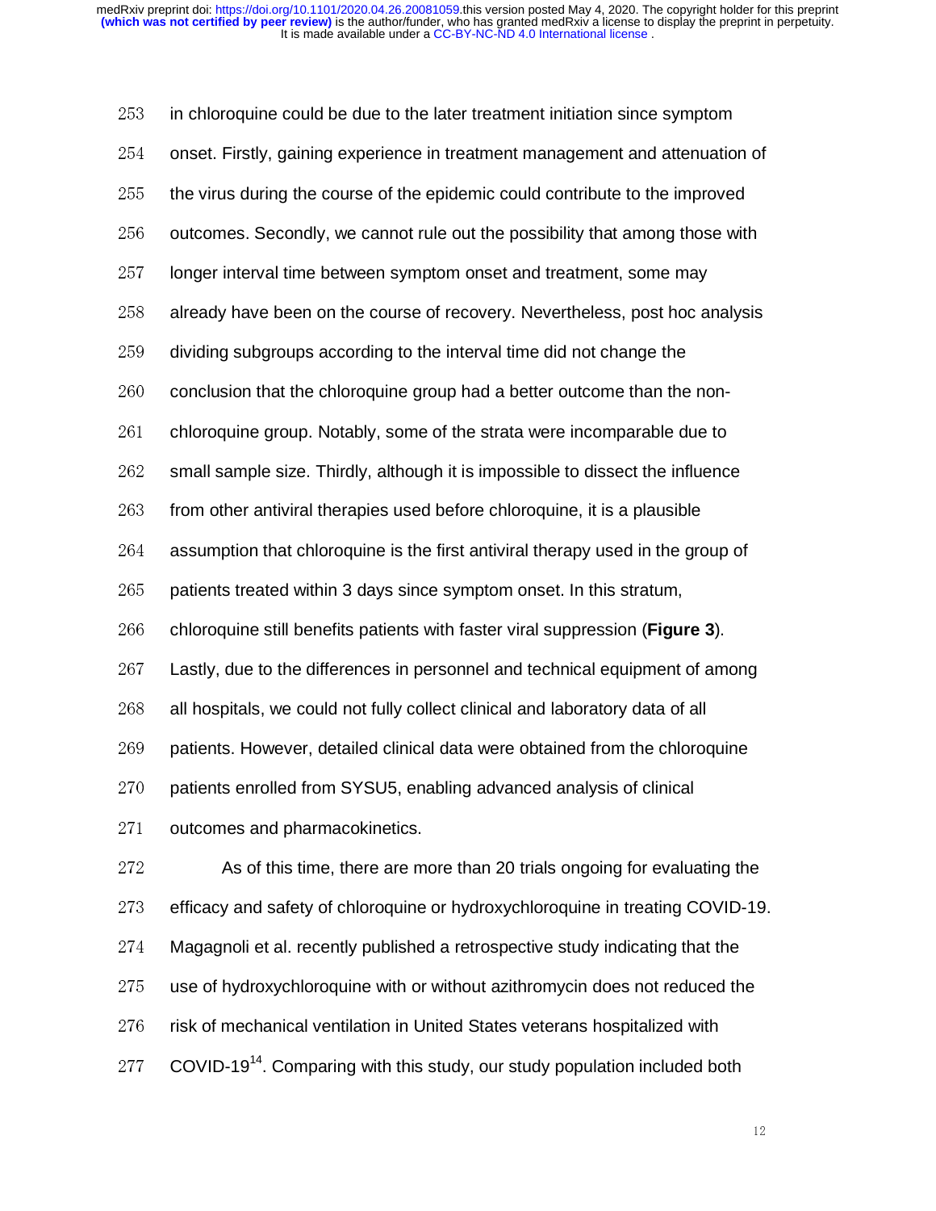in chloroquine could be due to the later treatment initiation since symptom onset. Firstly, gaining experience in treatment management and attenuation of the virus during the course of the epidemic could contribute to the improved outcomes. Secondly, we cannot rule out the possibility that among those with longer interval time between symptom onset and treatment, some may already have been on the course of recovery. Nevertheless, post hoc analysis dividing subgroups according to the interval time did not change the conclusion that the chloroquine group had a better outcome than the non-chloroquine group. Notably, some of the strata were incomparable due to small sample size. Thirdly, although it is impossible to dissect the influence from other antiviral therapies used before chloroquine, it is a plausible assumption that chloroquine is the first antiviral therapy used in the group of patients treated within 3 days since symptom onset. In this stratum, chloroquine still benefits patients with faster viral suppression (**Figure 3**). Lastly, due to the differences in personnel and technical equipment of among all hospitals, we could not fully collect clinical and laboratory data of all patients. However, detailed clinical data were obtained from the chloroquine patients enrolled from SYSU5, enabling advanced analysis of clinical outcomes and pharmacokinetics.

As of this time, there are more than 20 trials ongoing for evaluating the efficacy and safety of chloroquine or hydroxychloroquine in treating COVID-19. Magagnoli et al. recently published a retrospective study indicating that the use of hydroxychloroquine with or without azithromycin does not reduced the risk of mechanical ventilation in United States veterans hospitalized with COVID-19[14]. Comparing with this study, our study population included both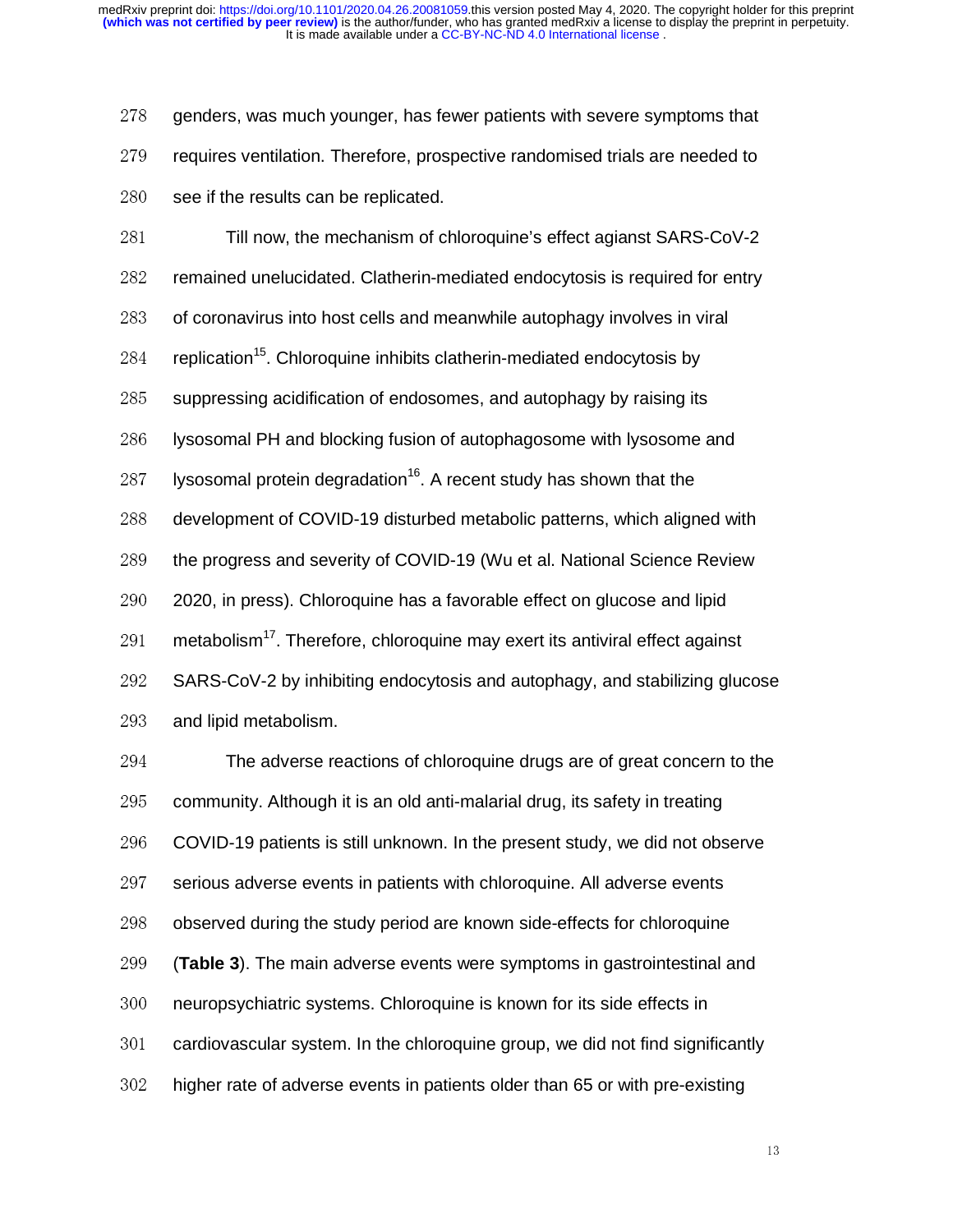genders, was much younger, has fewer patients with severe symptoms that requires ventilation. Therefore, prospective randomised trials are needed to see if the results can be replicated.

Till now, the mechanism of chloroquine's effect agianst SARS-CoV-2 remained unelucidated. Clatherin-mediated endocytosis is required for entry of coronavirus into host cells and meanwhile autophagy involves in viral replication[15]. Chloroquine inhibits clatherin-mediated endocytosis by suppressing acidification of endosomes, and autophagy by raising its lysosomal PH and blocking fusion of autophagosome with lysosome and lysosomal protein degradation[16]. A recent study has shown that the development of COVID-19 disturbed metabolic patterns, which aligned with the progress and severity of COVID-19 (Wu et al. National Science Review 2020, in press). Chloroquine has a favorable effect on glucose and lipid metabolism[17]. Therefore, chloroquine may exert its antiviral effect against SARS-CoV-2 by inhibiting endocytosis and autophagy, and stabilizing glucose and lipid metabolism.

The adverse reactions of chloroquine drugs are of great concern to the community. Although it is an old anti-malarial drug, its safety in treating COVID-19 patients is still unknown. In the present study, we did not observe serious adverse events in patients with chloroquine. All adverse events observed during the study period are known side-effects for chloroquine (**Table 3**). The main adverse events were symptoms in gastrointestinal and neuropsychiatric systems. Chloroquine is known for its side effects in cardiovascular system. In the chloroquine group, we did not find significantly higher rate of adverse events in patients older than 65 or with pre-existing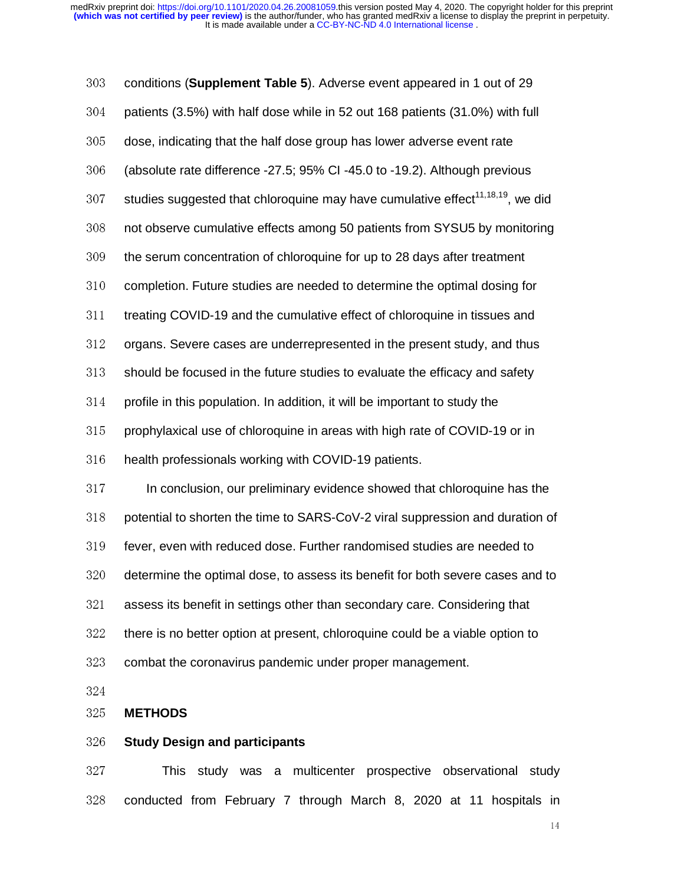conditions (**Supplement Table 5**). Adverse event appeared in 1 out of 29 patients (3.5%) with half dose while in 52 out 168 patients (31.0%) with full dose, indicating that the half dose group has lower adverse event rate (absolute rate difference -27.5; 95% CI -45.0 to -19.2). Although previous studies suggested that chloroquine may have cumulative effect[11,18,19], we did not observe cumulative effects among 50 patients from SYSU5 by monitoring the serum concentration of chloroquine for up to 28 days after treatment completion. Future studies are needed to determine the optimal dosing for treating COVID-19 and the cumulative effect of chloroquine in tissues and organs. Severe cases are underrepresented in the present study, and thus should be focused in the future studies to evaluate the efficacy and safety profile in this population. In addition, it will be important to study the prophylaxical use of chloroquine in areas with high rate of COVID-19 or in health professionals working with COVID-19 patients.

In conclusion, our preliminary evidence showed that chloroquine has the potential to shorten the time to SARS-CoV-2 viral suppression and duration of fever, even with reduced dose. Further randomised studies are needed to determine the optimal dose, to assess its benefit for both severe cases and to assess its benefit in settings other than secondary care. Considering that there is no better option at present, chloroquine could be a viable option to combat the coronavirus pandemic under proper management.

## METHODS

### Study Design and participants

This study was a multicenter prospective observational study conducted from February 7 through March 8, 2020 at 11 hospitals in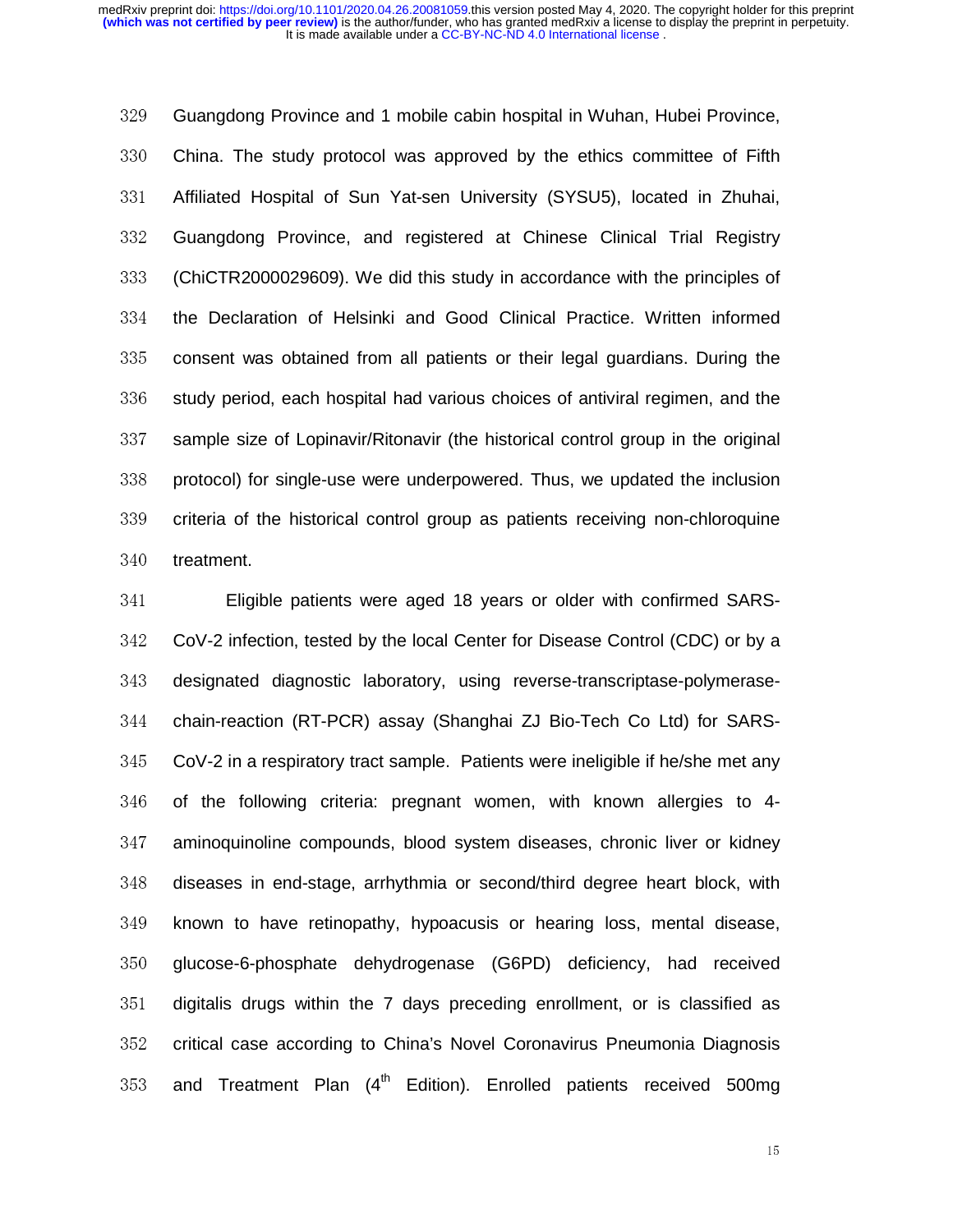Guangdong Province and 1 mobile cabin hospital in Wuhan, Hubei Province, China. The study protocol was approved by the ethics committee of Fifth Affiliated Hospital of Sun Yat-sen University (SYSU5), located in Zhuhai, Guangdong Province, and registered at Chinese Clinical Trial Registry (ChiCTR2000029609). We did this study in accordance with the principles of the Declaration of Helsinki and Good Clinical Practice. Written informed consent was obtained from all patients or their legal guardians. During the study period, each hospital had various choices of antiviral regimen, and the sample size of Lopinavir/Ritonavir (the historical control group in the original protocol) for single-use were underpowered. Thus, we updated the inclusion criteria of the historical control group as patients receiving non-chloroquine treatment.

Eligible patients were aged 18 years or older with confirmed SARS-CoV-2 infection, tested by the local Center for Disease Control (CDC) or by a designated diagnostic laboratory, using reverse-transcriptase-polymerase-chain-reaction (RT-PCR) assay (Shanghai ZJ Bio-Tech Co Ltd) for SARS-CoV-2 in a respiratory tract sample. Patients were ineligible if he/she met any of the following criteria: pregnant women, with known allergies to 4-aminoquinoline compounds, blood system diseases, chronic liver or kidney diseases in end-stage, arrhythmia or second/third degree heart block, with known to have retinopathy, hypoacusis or hearing loss, mental disease, glucose-6-phosphate dehydrogenase (G6PD) deficiency, had received digitalis drugs within the 7 days preceding enrollment, or is classified as critical case according to China's Novel Coronavirus Pneumonia Diagnosis and Treatment Plan (4th Edition). Enrolled patients received 500mg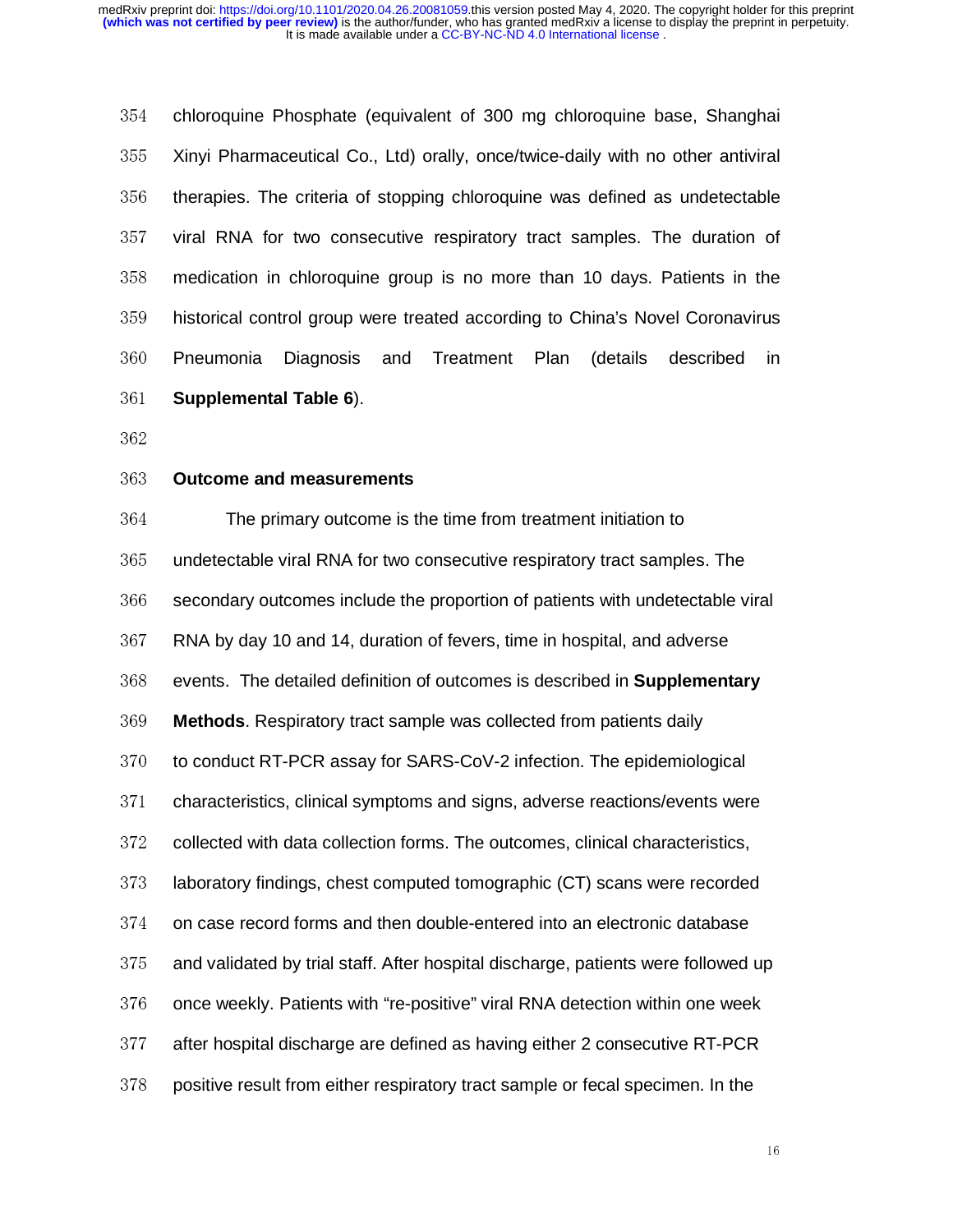chloroquine Phosphate (equivalent of 300 mg chloroquine base, Shanghai Xinyi Pharmaceutical Co., Ltd) orally, once/twice-daily with no other antiviral therapies. The criteria of stopping chloroquine was defined as undetectable viral RNA for two consecutive respiratory tract samples. The duration of medication in chloroquine group is no more than 10 days. Patients in the historical control group were treated according to China's Novel Coronavirus Pneumonia Diagnosis and Treatment Plan (details described in **Supplemental Table 6**).

### Outcome and measurements

The primary outcome is the time from treatment initiation to undetectable viral RNA for two consecutive respiratory tract samples. The secondary outcomes include the proportion of patients with undetectable viral RNA by day 10 and 14, duration of fevers, time in hospital, and adverse events. The detailed definition of outcomes is described in **Supplementary Methods**. Respiratory tract sample was collected from patients daily to conduct RT-PCR assay for SARS-CoV-2 infection. The epidemiological characteristics, clinical symptoms and signs, adverse reactions/events were collected with data collection forms. The outcomes, clinical characteristics, laboratory findings, chest computed tomographic (CT) scans were recorded on case record forms and then double-entered into an electronic database and validated by trial staff. After hospital discharge, patients were followed up once weekly. Patients with "re-positive" viral RNA detection within one week after hospital discharge are defined as having either 2 consecutive RT-PCR positive result from either respiratory tract sample or fecal specimen. In the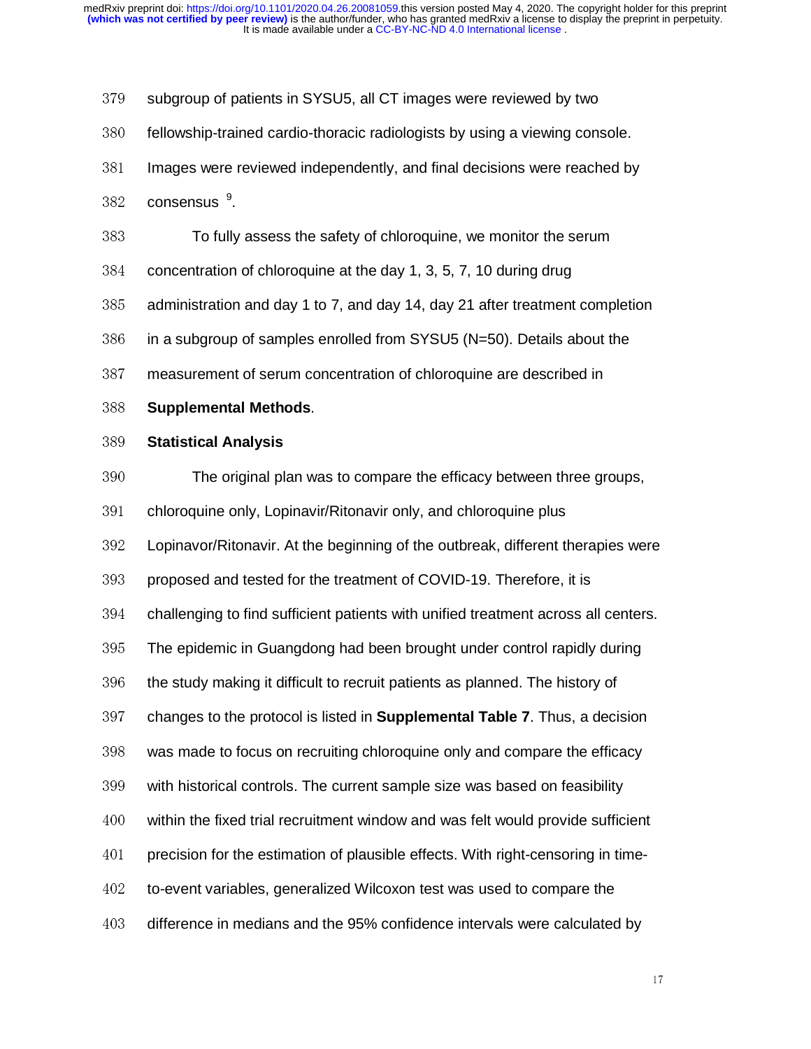subgroup of patients in SYSU5, all CT images were reviewed by two fellowship-trained cardio-thoracic radiologists by using a viewing console. Images were reviewed independently, and final decisions were reached by consensus [9].

To fully assess the safety of chloroquine, we monitor the serum concentration of chloroquine at the day 1, 3, 5, 7, 10 during drug administration and day 1 to 7, and day 14, day 21 after treatment completion in a subgroup of samples enrolled from SYSU5 (N=50). Details about the measurement of serum concentration of chloroquine are described in **Supplemental Methods**.

**Statistical Analysis**

The original plan was to compare the efficacy between three groups, chloroquine only, Lopinavir/Ritonavir only, and chloroquine plus Lopinavor/Ritonavir. At the beginning of the outbreak, different therapies were proposed and tested for the treatment of COVID-19. Therefore, it is challenging to find sufficient patients with unified treatment across all centers. The epidemic in Guangdong had been brought under control rapidly during the study making it difficult to recruit patients as planned. The history of changes to the protocol is listed in **Supplemental Table 7**. Thus, a decision was made to focus on recruiting chloroquine only and compare the efficacy with historical controls. The current sample size was based on feasibility within the fixed trial recruitment window and was felt would provide sufficient precision for the estimation of plausible effects. With right-censoring in time-to-event variables, generalized Wilcoxon test was used to compare the difference in medians and the 95% confidence intervals were calculated by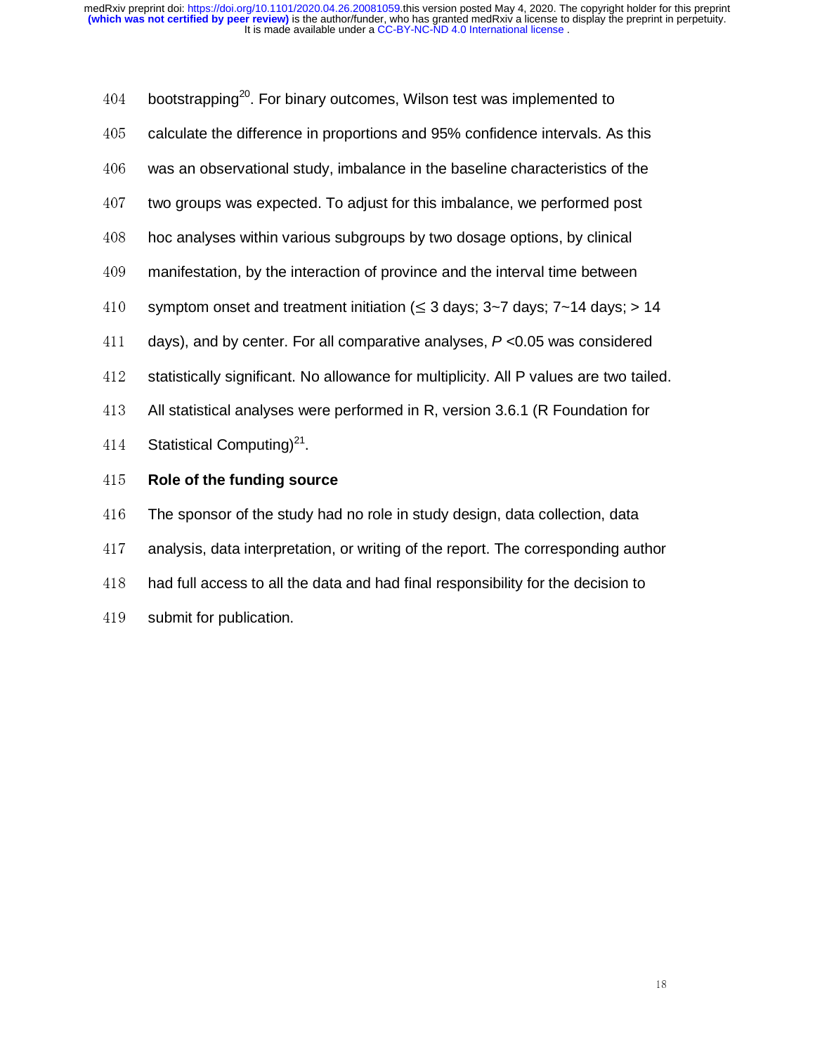bootstrapping[20]. For binary outcomes, Wilson test was implemented to calculate the difference in proportions and 95% confidence intervals. As this was an observational study, imbalance in the baseline characteristics of the two groups was expected. To adjust for this imbalance, we performed post hoc analyses within various subgroups by two dosage options, by clinical manifestation, by the interaction of province and the interval time between symptom onset and treatment initiation (≤ 3 days; 3~7 days; 7~14 days; > 14 days), and by center. For all comparative analyses, $P$ <0.05 was considered statistically significant. No allowance for multiplicity. All P values are two tailed. All statistical analyses were performed in R, version 3.6.1 (R Foundation for Statistical Computing)[21].

**Role of the funding source**

The sponsor of the study had no role in study design, data collection, data analysis, data interpretation, or writing of the report. The corresponding author had full access to all the data and had final responsibility for the decision to submit for publication.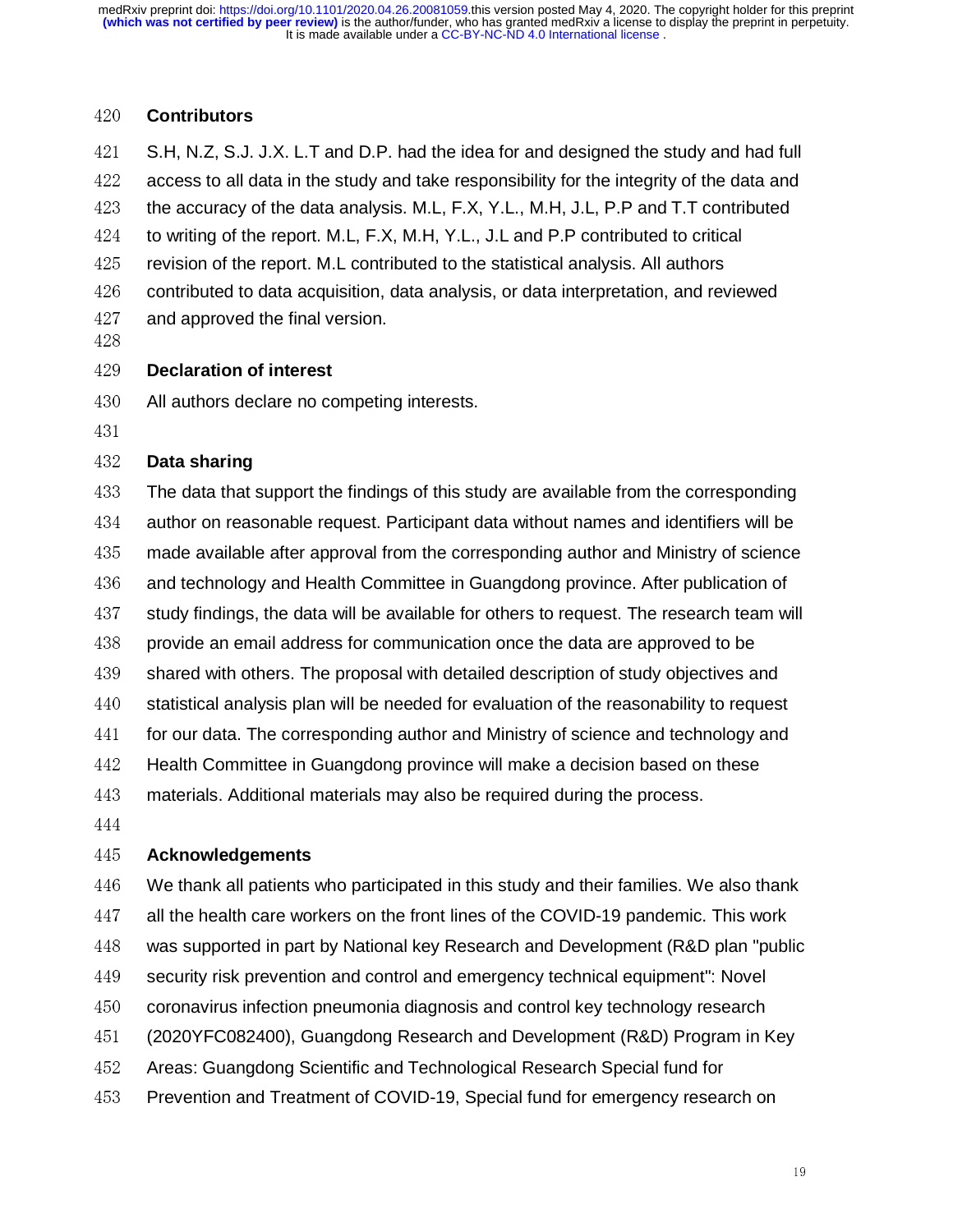## Contributors

S.H, N.Z, S.J. J.X. L.T and D.P. had the idea for and designed the study and had full access to all data in the study and take responsibility for the integrity of the data and the accuracy of the data analysis. M.L, F.X, Y.L., M.H, J.L, P.P and T.T contributed to writing of the report. M.L, F.X, M.H, Y.L., J.L and P.P contributed to critical revision of the report. M.L contributed to the statistical analysis. All authors contributed to data acquisition, data analysis, or data interpretation, and reviewed and approved the final version.

## Declaration of interest

All authors declare no competing interests.

## Data sharing

The data that support the findings of this study are available from the corresponding author on reasonable request. Participant data without names and identifiers will be made available after approval from the corresponding author and Ministry of science and technology and Health Committee in Guangdong province. After publication of study findings, the data will be available for others to request. The research team will provide an email address for communication once the data are approved to be shared with others. The proposal with detailed description of study objectives and statistical analysis plan will be needed for evaluation of the reasonability to request for our data. The corresponding author and Ministry of science and technology and Health Committee in Guangdong province will make a decision based on these materials. Additional materials may also be required during the process.

## Acknowledgements

We thank all patients who participated in this study and their families. We also thank all the health care workers on the front lines of the COVID-19 pandemic. This work was supported in part by National key Research and Development (R&D plan "public security risk prevention and control and emergency technical equipment": Novel coronavirus infection pneumonia diagnosis and control key technology research (2020YFC082400), Guangdong Research and Development (R&D) Program in Key Areas: Guangdong Scientific and Technological Research Special fund for Prevention and Treatment of COVID-19, Special fund for emergency research on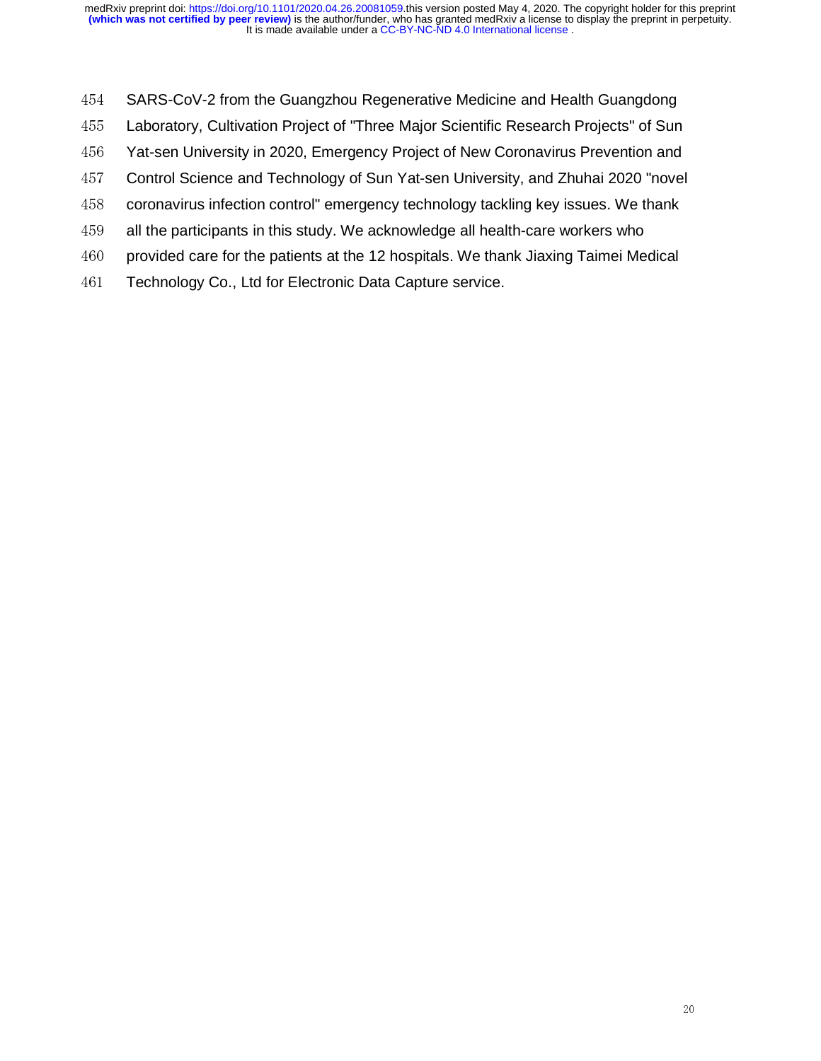SARS-CoV-2 from the Guangzhou Regenerative Medicine and Health Guangdong Laboratory, Cultivation Project of "Three Major Scientific Research Projects" of Sun Yat-sen University in 2020, Emergency Project of New Coronavirus Prevention and Control Science and Technology of Sun Yat-sen University, and Zhuhai 2020 "novel coronavirus infection control" emergency technology tackling key issues. We thank all the participants in this study. We acknowledge all health-care workers who provided care for the patients at the 12 hospitals. We thank Jiaxing Taimei Medical Technology Co., Ltd for Electronic Data Capture service.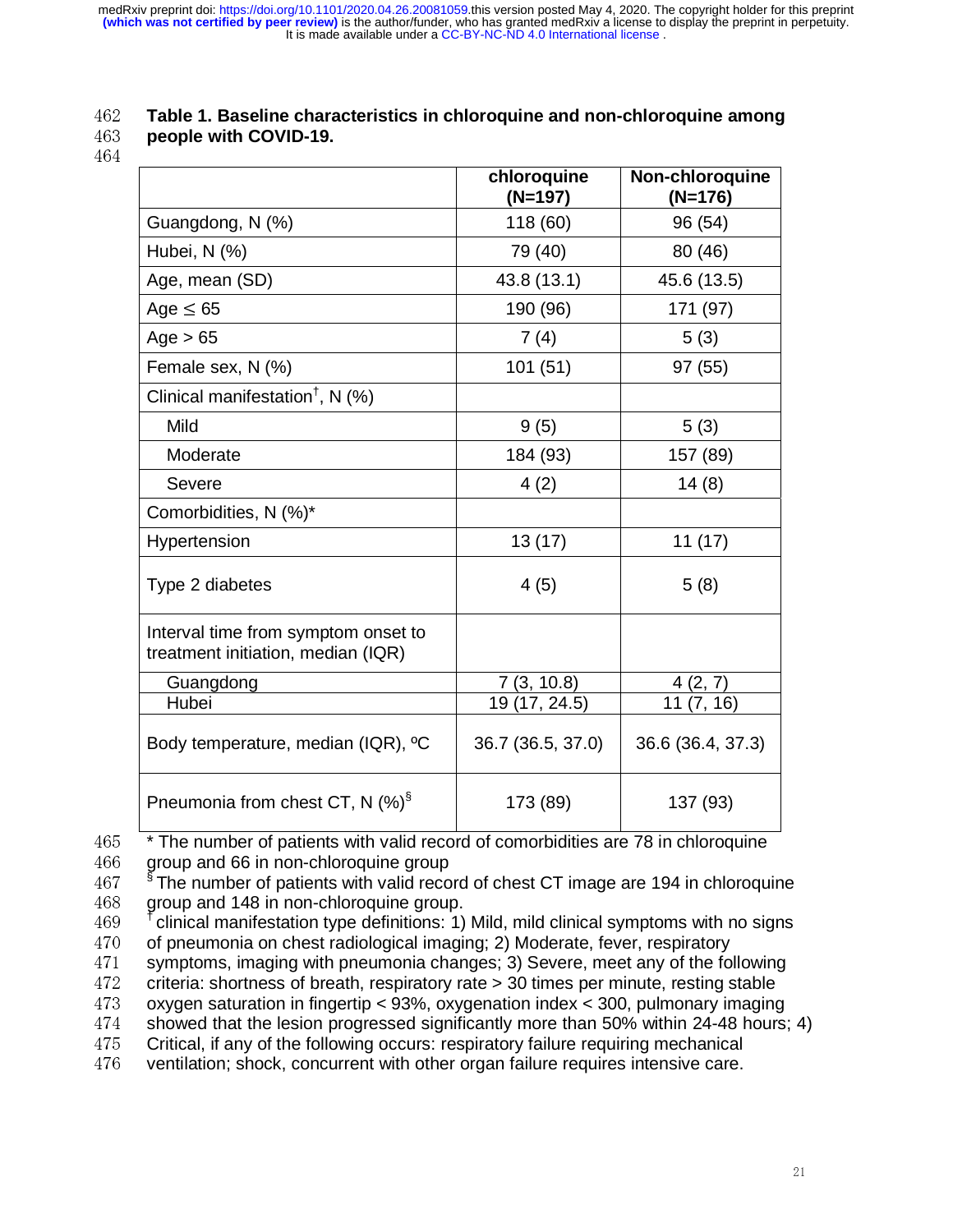**Table 1. Baseline characteristics in chloroquine and non-chloroquine among people with COVID-19.**

| | chloroquine (N=197) | Non-chloroquine (N=176) |
|---|---|---|
| Guangdong, N (%) | 118 (60) | 96 (54) |
| Hubei, N (%) | 79 (40) | 80 (46) |
| Age, mean (SD) | 43.8 (13.1) | 45.6 (13.5) |
| Age ≤ 65 | 190 (96) | 171 (97) |
| Age > 65 | 7 (4) | 5 (3) |
| Female sex, N (%) | 101 (51) | 97 (55) |
| Clinical manifestation[†], N (%) | | |
| Mild | 9 (5) | 5 (3) |
| Moderate | 184 (93) | 157 (89) |
| Severe | 4 (2) | 14 (8) |
| Comorbidities, N (%)* | | |
| Hypertension | 13 (17) | 11 (17) |
| Type 2 diabetes | 4 (5) | 5 (8) |
| Interval time from symptom onset to treatment initiation, median (IQR) | | |
| Guangdong | 7 (3, 10.8) | 4 (2, 7) |
| Hubei | 19 (17, 24.5) | 11 (7, 16) |
| Body temperature, median (IQR), ºC | 36.7 (36.5, 37.0) | 36.6 (36.4, 37.3) |
| Pneumonia from chest CT, N (%)[§] | 173 (89) | 137 (93) |

* The number of patients with valid record of comorbidities are 78 in chloroquine group and 66 in non-chloroquine group

[§] The number of patients with valid record of chest CT image are 194 in chloroquine group and 148 in non-chloroquine group.

[†] clinical manifestation type definitions: 1) Mild, mild clinical symptoms with no signs of pneumonia on chest radiological imaging; 2) Moderate, fever, respiratory symptoms, imaging with pneumonia changes; 3) Severe, meet any of the following criteria: shortness of breath, respiratory rate > 30 times per minute, resting stable oxygen saturation in fingertip < 93%, oxygenation index < 300, pulmonary imaging showed that the lesion progressed significantly more than 50% within 24-48 hours; 4) Critical, if any of the following occurs: respiratory failure requiring mechanical ventilation; shock, concurrent with other organ failure requires intensive care.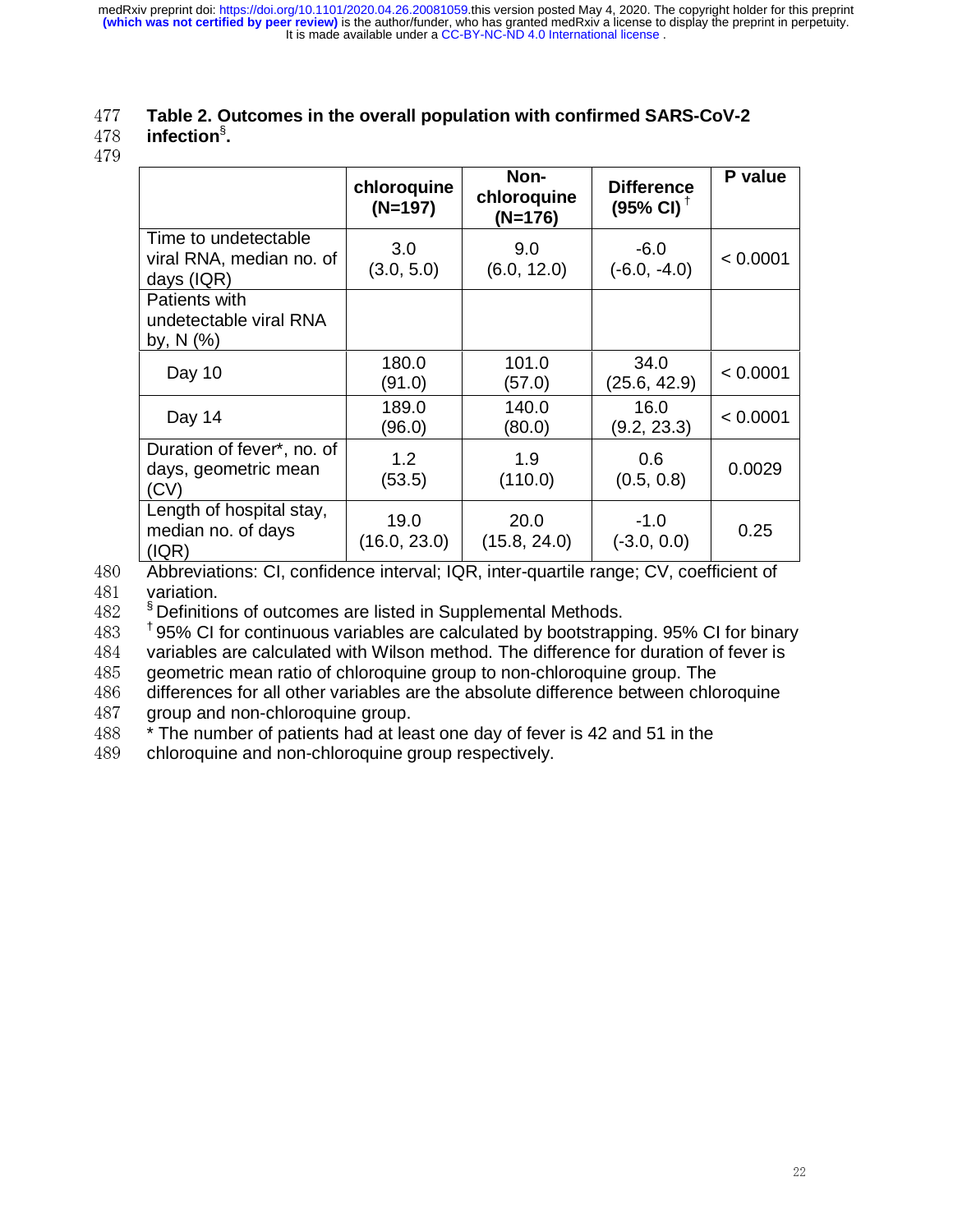**Table 2. Outcomes in the overall population with confirmed SARS-CoV-2 infection[§].**

| | chloroquine (N=197) | Non-chloroquine (N=176) | Difference (95% CI)[†] | P value |
|---|---|---|---|---|
| Time to undetectable viral RNA, median no. of days (IQR) | 3.0 (3.0, 5.0) | 9.0 (6.0, 12.0) | -6.0 (-6.0, -4.0) | < 0.0001 |
| Patients with undetectable viral RNA by, N (%) | | | | |
| Day 10 | 180.0 (91.0) | 101.0 (57.0) | 34.0 (25.6, 42.9) | < 0.0001 |
| Day 14 | 189.0 (96.0) | 140.0 (80.0) | 16.0 (9.2, 23.3) | < 0.0001 |
| Duration of fever*, no. of days, geometric mean (CV) | 1.2 (53.5) | 1.9 (110.0) | 0.6 (0.5, 0.8) | 0.0029 |
| Length of hospital stay, median no. of days (IQR) | 19.0 (16.0, 23.0) | 20.0 (15.8, 24.0) | -1.0 (-3.0, 0.0) | 0.25 |

Abbreviations: CI, confidence interval; IQR, inter-quartile range; CV, coefficient of variation.

[§] Definitions of outcomes are listed in Supplemental Methods.

[†] 95% CI for continuous variables are calculated by bootstrapping. 95% CI for binary variables are calculated with Wilson method. The difference for duration of fever is geometric mean ratio of chloroquine group to non-chloroquine group. The differences for all other variables are the absolute difference between chloroquine group and non-chloroquine group.

* The number of patients had at least one day of fever is 42 and 51 in the chloroquine and non-chloroquine group respectively.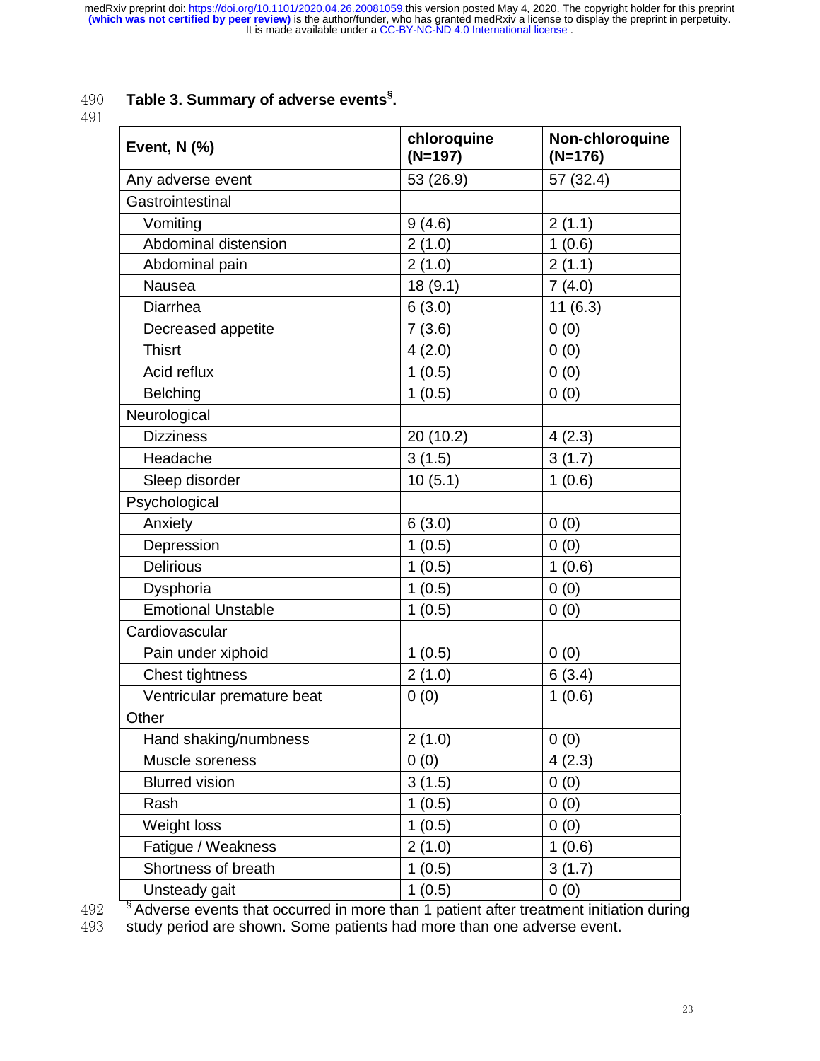**Table 3. Summary of adverse events[§].**

| Event, N (%) | chloroquine (N=197) | Non-chloroquine (N=176) |
|---|---|---|
| Any adverse event | 53 (26.9) | 57 (32.4) |
| Gastrointestinal | | |
| Vomiting | 9 (4.6) | 2 (1.1) |
| Abdominal distension | 2 (1.0) | 1 (0.6) |
| Abdominal pain | 2 (1.0) | 2 (1.1) |
| Nausea | 18 (9.1) | 7 (4.0) |
| Diarrhea | 6 (3.0) | 11 (6.3) |
| Decreased appetite | 7 (3.6) | 0 (0) |
| Thisrt | 4 (2.0) | 0 (0) |
| Acid reflux | 1 (0.5) | 0 (0) |
| Belching | 1 (0.5) | 0 (0) |
| Neurological | | |
| Dizziness | 20 (10.2) | 4 (2.3) |
| Headache | 3 (1.5) | 3 (1.7) |
| Sleep disorder | 10 (5.1) | 1 (0.6) |
| Psychological | | |
| Anxiety | 6 (3.0) | 0 (0) |
| Depression | 1 (0.5) | 0 (0) |
| Delirious | 1 (0.5) | 1 (0.6) |
| Dysphoria | 1 (0.5) | 0 (0) |
| Emotional Unstable | 1 (0.5) | 0 (0) |
| Cardiovascular | | |
| Pain under xiphoid | 1 (0.5) | 0 (0) |
| Chest tightness | 2 (1.0) | 6 (3.4) |
| Ventricular premature beat | 0 (0) | 1 (0.6) |
| Other | | |
| Hand shaking/numbness | 2 (1.0) | 0 (0) |
| Muscle soreness | 0 (0) | 4 (2.3) |
| Blurred vision | 3 (1.5) | 0 (0) |
| Rash | 1 (0.5) | 0 (0) |
| Weight loss | 1 (0.5) | 0 (0) |
| Fatigue / Weakness | 2 (1.0) | 1 (0.6) |
| Shortness of breath | 1 (0.5) | 3 (1.7) |
| Unsteady gait | 1 (0.5) | 0 (0) |

[§] Adverse events that occurred in more than 1 patient after treatment initiation during study period are shown. Some patients had more than one adverse event.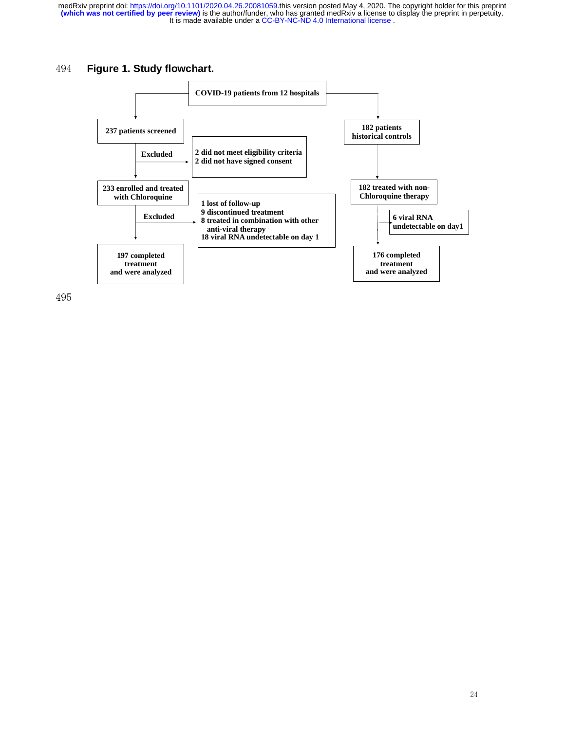**Figure 1. Study flowchart.**

COVID-19 patients from 12 hospitals

**Chloroquine group:**

- 237 patients screened
  - Excluded:
    - 2 did not meet eligibility criteria
    - 2 did not have signed consent
- 233 enrolled and treated with Chloroquine
  - Excluded:
    - 1 lost of follow-up
    - 9 discontinued treatment
    - 8 treated in combination with other anti-viral therapy
    - 18 viral RNA undetectable on day 1
- 197 completed treatment and were analyzed

**Historical controls:**

- 182 patients historical controls
- 182 treated with non-Chloroquine therapy
  - 6 viral RNA undetectable on day1
- 176 completed treatment and were analyzed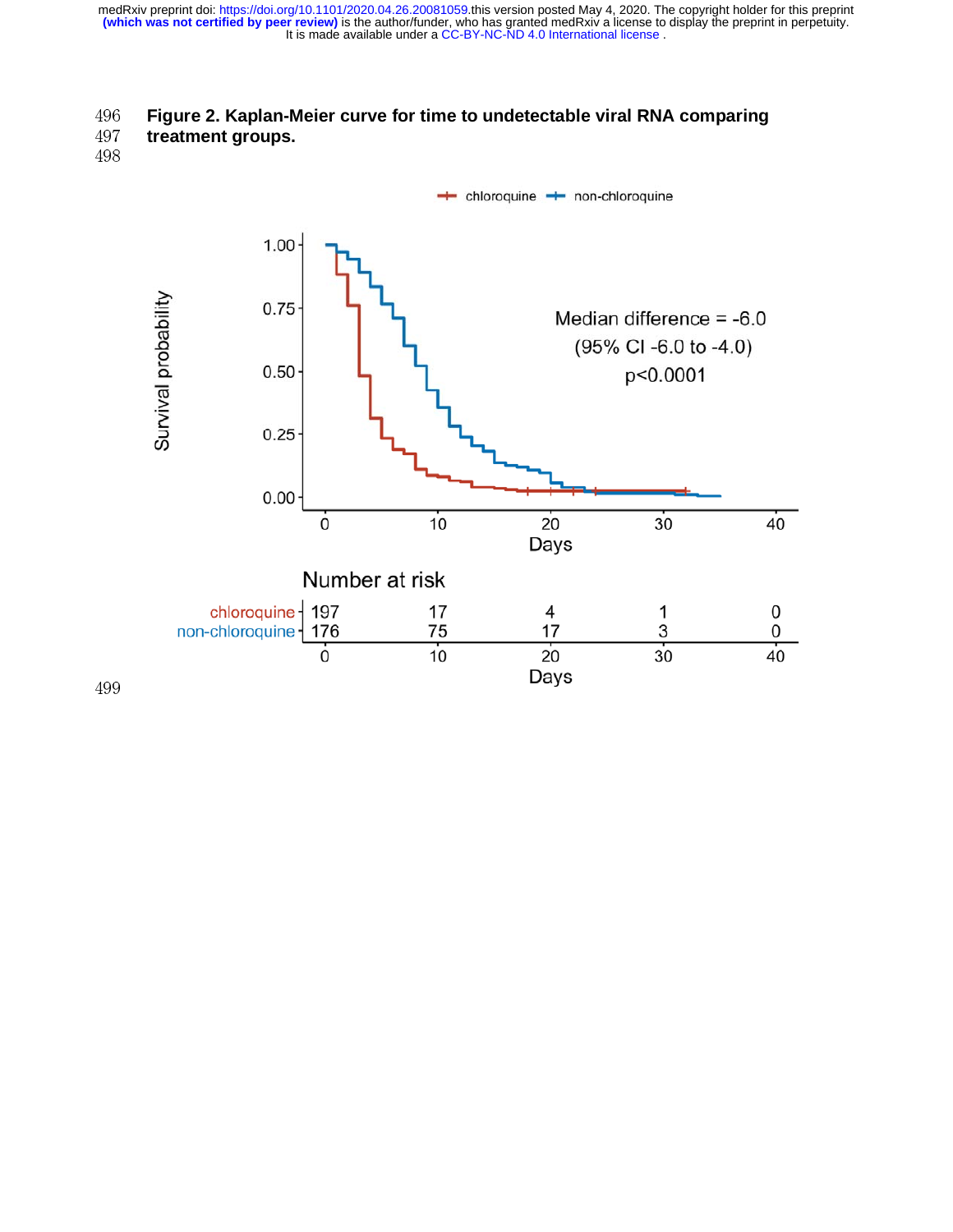**Figure 2. Kaplan-Meier curve for time to undetectable viral RNA comparing treatment groups.**

Median difference = -6.0
(95% CI -6.0 to -4.0)
p<0.0001

Number at risk

| | 0 | 10 | 20 | 30 | 40 |
|---|---|---|---|---|---|
| chloroquine | 197 | 17 | 4 | 1 | 0 |
| non-chloroquine | 176 | 75 | 17 | 3 | 0 |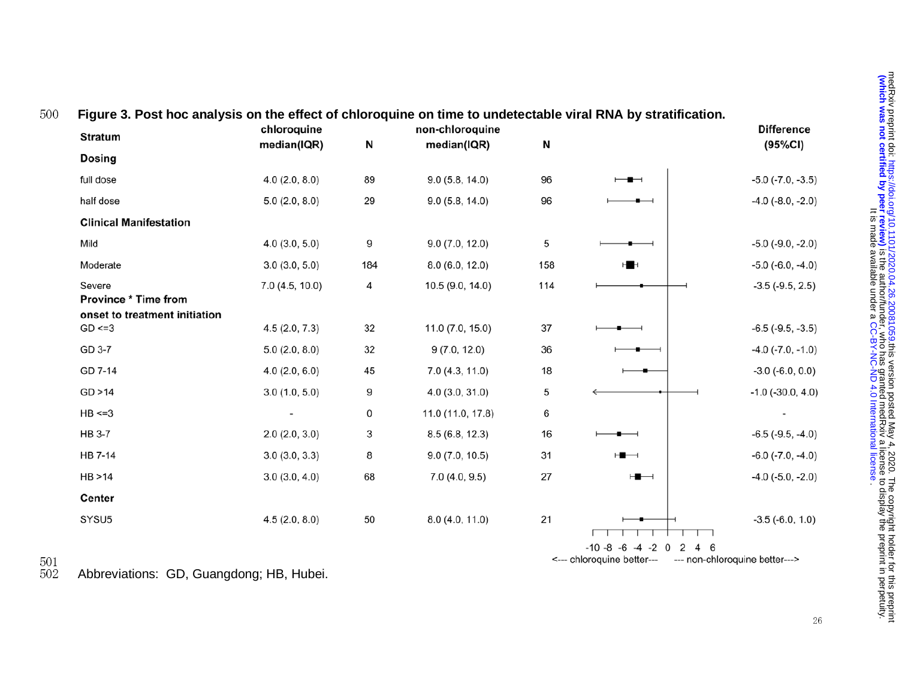**Figure 3. Post hoc analysis on the effect of chloroquine on time to undetectable viral RNA by stratification.**

| Stratum | chloroquine median(IQR) | N | non-chloroquine median(IQR) | N | Difference (95%CI) |
|---|---|---|---|---|---|
| **Dosing** | | | | | |
| full dose | 4.0 (2.0, 8.0) | 89 | 9.0 (5.8, 14.0) | 96 | -5.0 (-7.0, -3.5) |
| half dose | 5.0 (2.0, 8.0) | 29 | 9.0 (5.8, 14.0) | 96 | -4.0 (-8.0, -2.0) |
| **Clinical Manifestation** | | | | | |
| Mild | 4.0 (3.0, 5.0) | 9 | 9.0 (7.0, 12.0) | 5 | -5.0 (-9.0, -2.0) |
| Moderate | 3.0 (3.0, 5.0) | 184 | 8.0 (6.0, 12.0) | 158 | -5.0 (-6.0, -4.0) |
| Severe | 7.0 (4.5, 10.0) | 4 | 10.5 (9.0, 14.0) | 114 | -3.5 (-9.5, 2.5) |
| **Province * Time from onset to treatment initiation** | | | | | |
| GD <=3 | 4.5 (2.0, 7.3) | 32 | 11.0 (7.0, 15.0) | 37 | -6.5 (-9.5, -3.5) |
| GD 3-7 | 5.0 (2.0, 8.0) | 32 | 9 (7.0, 12.0) | 36 | -4.0 (-7.0, -1.0) |
| GD 7-14 | 4.0 (2.0, 6.0) | 45 | 7.0 (4.3, 11.0) | 18 | -3.0 (-6.0, 0.0) |
| GD >14 | 3.0 (1.0, 5.0) | 9 | 4.0 (3.0, 31.0) | 5 | -1.0 (-30.0, 4.0) |
| HB <=3 | - | 0 | 11.0 (11.0, 17.8) | 6 | - |
| HB 3-7 | 2.0 (2.0, 3.0) | 3 | 8.5 (6.8, 12.3) | 16 | -6.5 (-9.5, -4.0) |
| HB 7-14 | 3.0 (3.0, 3.3) | 8 | 9.0 (7.0, 10.5) | 31 | -6.0 (-7.0, -4.0) |
| HB >14 | 3.0 (3.0, 4.0) | 68 | 7.0 (4.0, 9.5) | 27 | -4.0 (-5.0, -2.0) |
| **Center** | | | | | |
| SYSU5 | 4.5 (2.0, 8.0) | 50 | 8.0 (4.0, 11.0) | 21 | -3.5 (-6.0, 1.0) |

-10 -8 -6 -4 -2 0 2 4 6

<--- chloroquine better--- --- non-chloroquine better--->

Abbreviations: GD, Guangdong; HB, Hubei.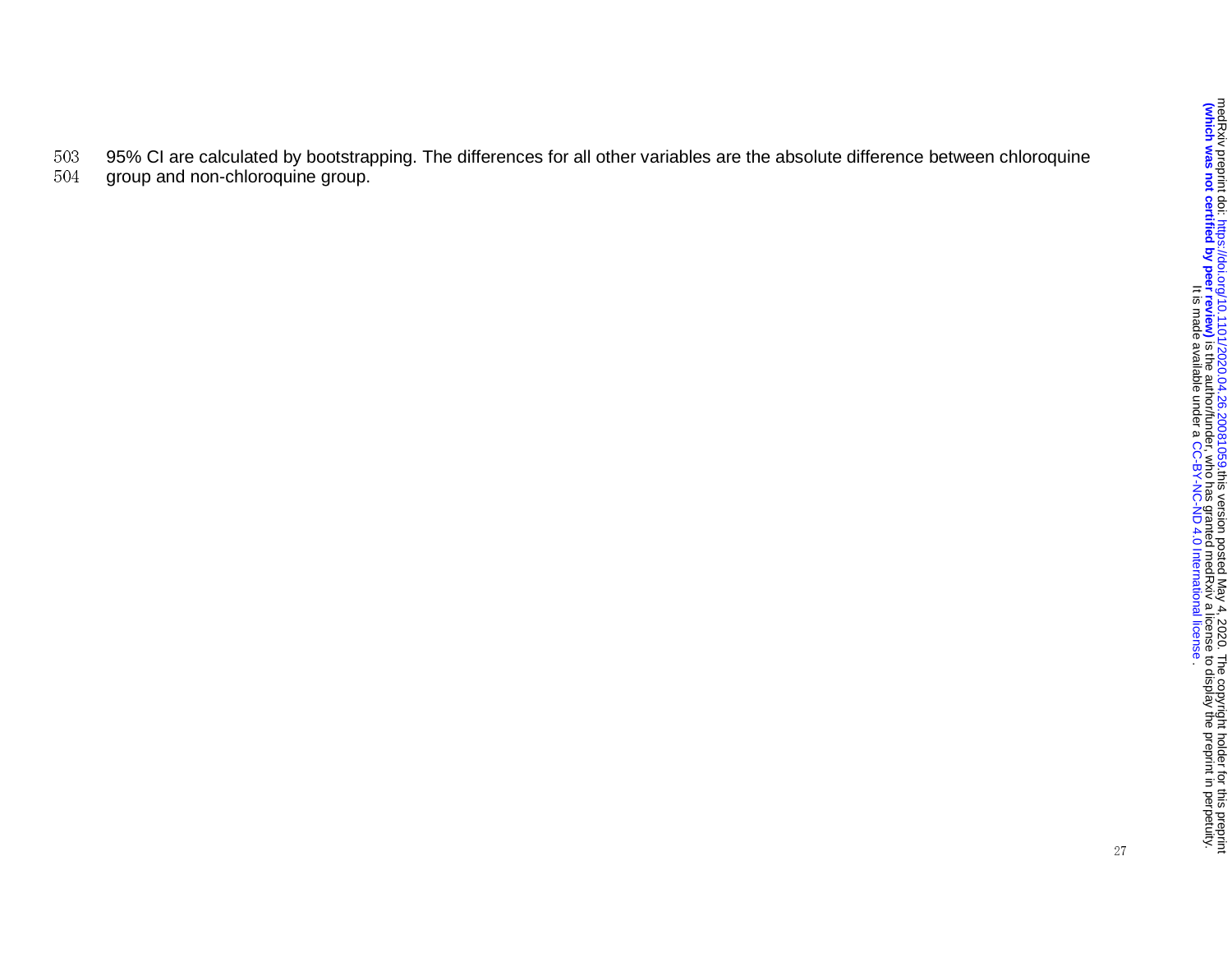95% CI are calculated by bootstrapping. The differences for all other variables are the absolute difference between chloroquine group and non-chloroquine group.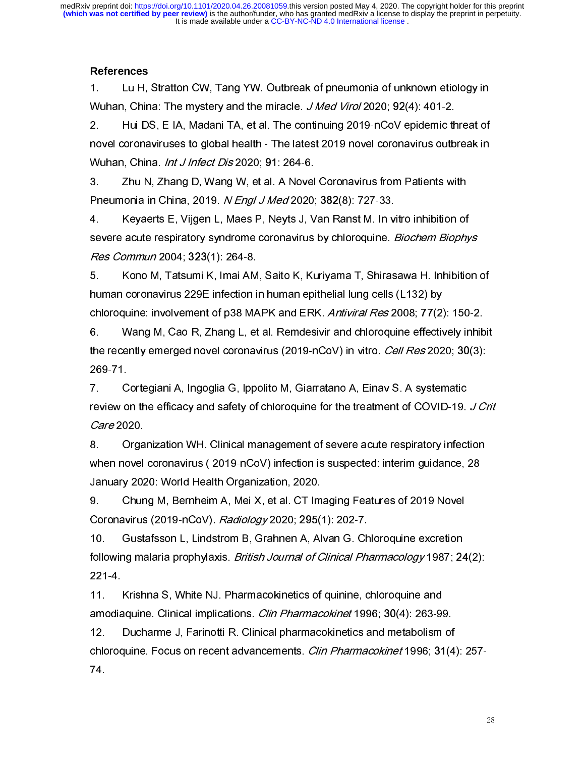## References

1. Lu H, Stratton CW, Tang YW. Outbreak of pneumonia of unknown etiology in Wuhan, China: The mystery and the miracle. *J Med Virol* 2020; **92**(4): 401-2.

2. Hui DS, E IA, Madani TA, et al. The continuing 2019-nCoV epidemic threat of novel coronaviruses to global health - The latest 2019 novel coronavirus outbreak in Wuhan, China. *Int J Infect Dis* 2020; **91**: 264-6.

3. Zhu N, Zhang D, Wang W, et al. A Novel Coronavirus from Patients with Pneumonia in China, 2019. *N Engl J Med* 2020; **382**(8): 727-33.

4. Keyaerts E, Vijgen L, Maes P, Neyts J, Van Ranst M. In vitro inhibition of severe acute respiratory syndrome coronavirus by chloroquine. *Biochem Biophys Res Commun* 2004; **323**(1): 264-8.

5. Kono M, Tatsumi K, Imai AM, Saito K, Kuriyama T, Shirasawa H. Inhibition of human coronavirus 229E infection in human epithelial lung cells (L132) by chloroquine: involvement of p38 MAPK and ERK. *Antiviral Res* 2008; **77**(2): 150-2.

6. Wang M, Cao R, Zhang L, et al. Remdesivir and chloroquine effectively inhibit the recently emerged novel coronavirus (2019-nCoV) in vitro. *Cell Res* 2020; **30**(3): 269-71.

7. Cortegiani A, Ingoglia G, Ippolito M, Giarratano A, Einav S. A systematic review on the efficacy and safety of chloroquine for the treatment of COVID-19. *J Crit Care* 2020.

8. Organization WH. Clinical management of severe acute respiratory infection when novel coronavirus ( 2019-nCoV) infection is suspected: interim guidance, 28 January 2020: World Health Organization, 2020.

9. Chung M, Bernheim A, Mei X, et al. CT Imaging Features of 2019 Novel Coronavirus (2019-nCoV). *Radiology* 2020; **295**(1): 202-7.

10. Gustafsson L, Lindstrom B, Grahnen A, Alvan G. Chloroquine excretion following malaria prophylaxis. *British Journal of Clinical Pharmacology* 1987; **24**(2): 221-4.

11. Krishna S, White NJ. Pharmacokinetics of quinine, chloroquine and amodiaquine. Clinical implications. *Clin Pharmacokinet* 1996; **30**(4): 263-99.

12. Ducharme J, Farinotti R. Clinical pharmacokinetics and metabolism of chloroquine. Focus on recent advancements. *Clin Pharmacokinet* 1996; **31**(4): 257-74.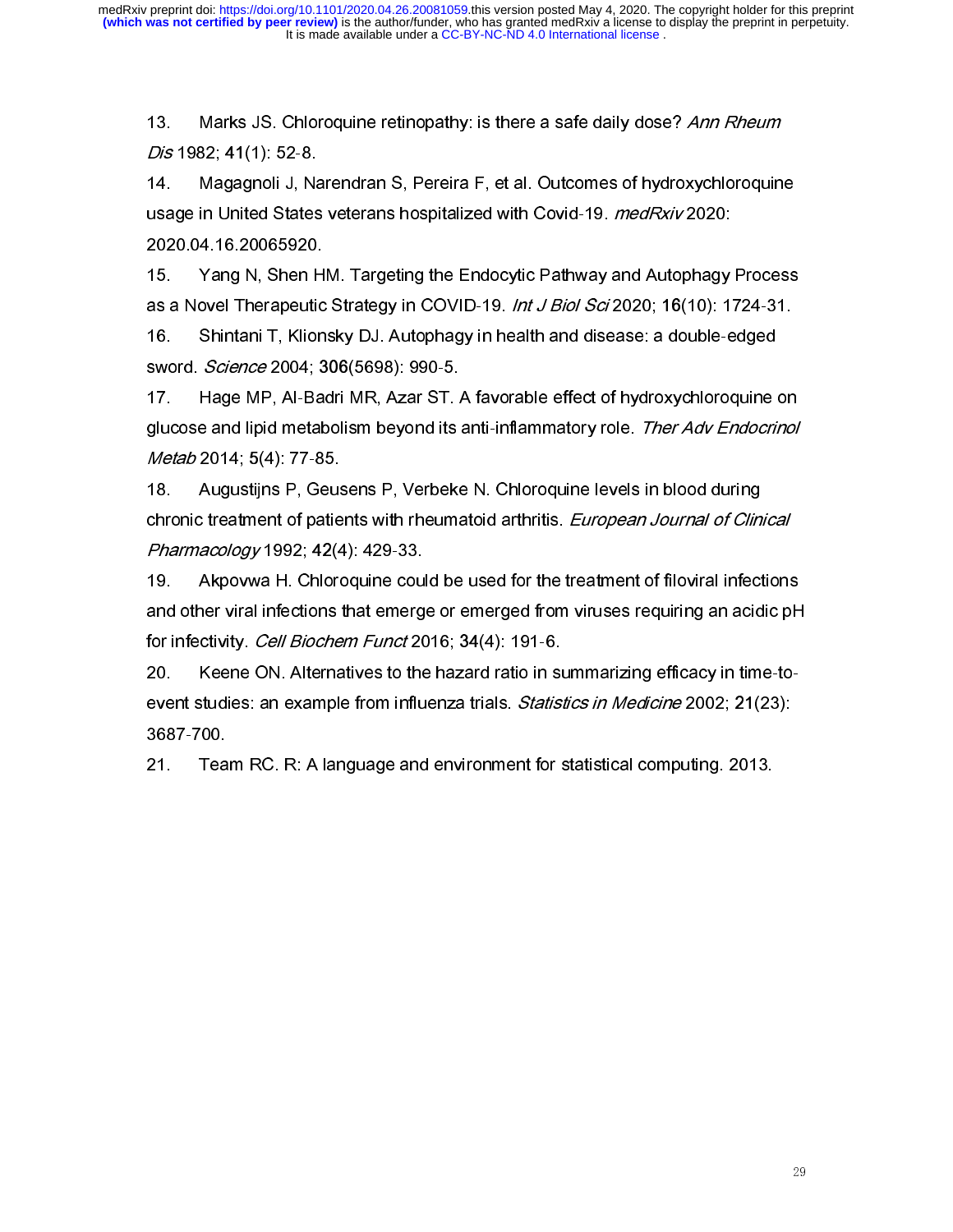13. Marks JS. Chloroquine retinopathy: is there a safe daily dose? *Ann Rheum Dis* 1982; **41**(1): 52-8.

14. Magagnoli J, Narendran S, Pereira F, et al. Outcomes of hydroxychloroquine usage in United States veterans hospitalized with Covid-19. *medRxiv* 2020: 2020.04.16.20065920.

15. Yang N, Shen HM. Targeting the Endocytic Pathway and Autophagy Process as a Novel Therapeutic Strategy in COVID-19. *Int J Biol Sci* 2020; **16**(10): 1724-31.

16. Shintani T, Klionsky DJ. Autophagy in health and disease: a double-edged sword. *Science* 2004; **306**(5698): 990-5.

17. Hage MP, Al-Badri MR, Azar ST. A favorable effect of hydroxychloroquine on glucose and lipid metabolism beyond its anti-inflammatory role. *Ther Adv Endocrinol Metab* 2014; **5**(4): 77-85.

18. Augustijns P, Geusens P, Verbeke N. Chloroquine levels in blood during chronic treatment of patients with rheumatoid arthritis. *European Journal of Clinical Pharmacology* 1992; **42**(4): 429-33.

19. Akpovwa H. Chloroquine could be used for the treatment of filoviral infections and other viral infections that emerge or emerged from viruses requiring an acidic pH for infectivity. *Cell Biochem Funct* 2016; **34**(4): 191-6.

20. Keene ON. Alternatives to the hazard ratio in summarizing efficacy in time-to-event studies: an example from influenza trials. *Statistics in Medicine* 2002; **21**(23): 3687-700.

21. Team RC. R: A language and environment for statistical computing. 2013.